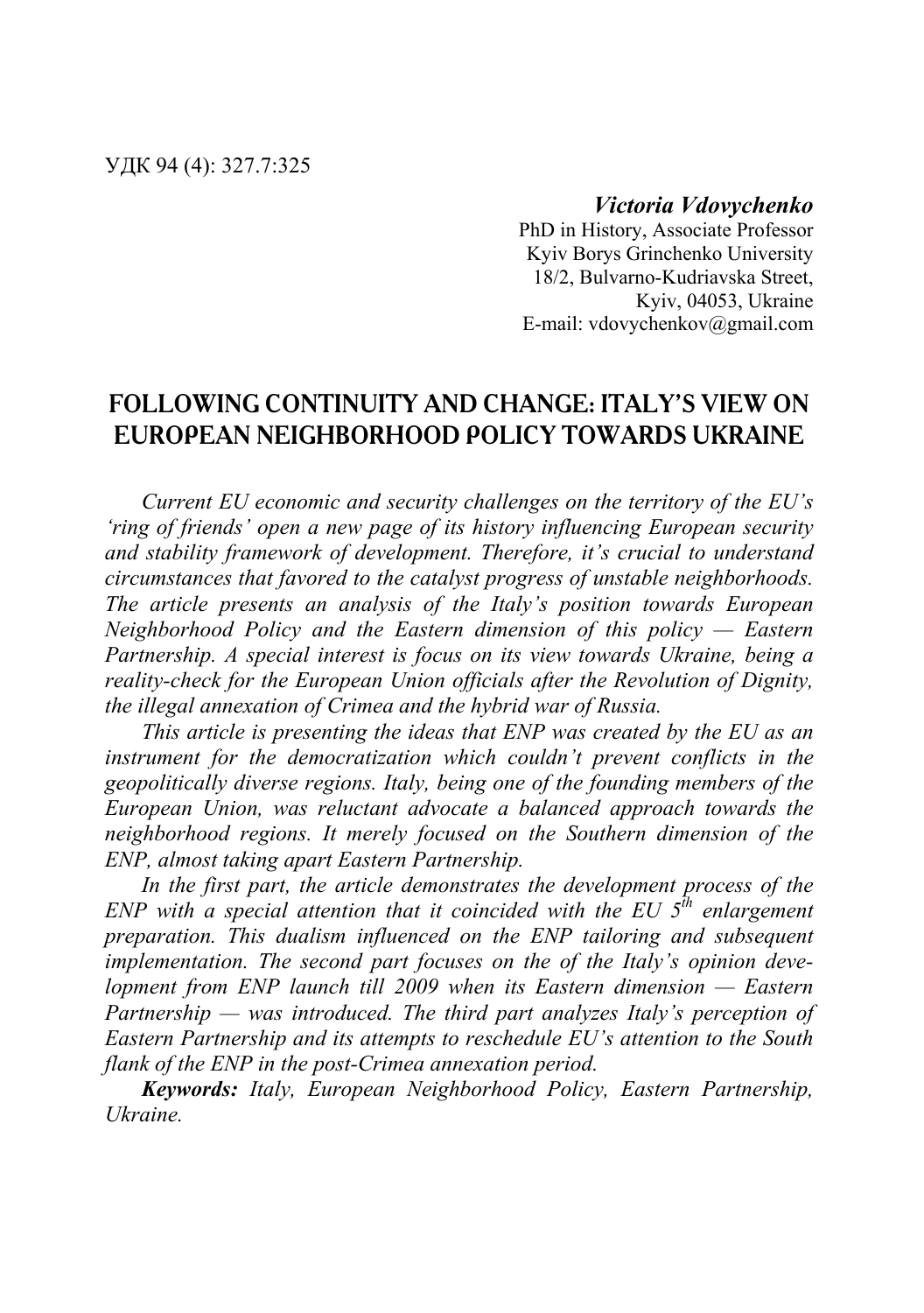УДК 94 (4): 327.7:325

***Victoria Vdovychenko***
PhD in History, Associate Professor
Kyiv Borys Grinchenko University
18/2, Bulvarno-Kudriavska Street,
Kyiv, 04053, Ukraine
E-mail: vdovychenkov@gmail.com

# FOLLOWING CONTINUITY AND CHANGE: ITALY'S VIEW ON EUROPEAN NEIGHBORHOOD POLICY TOWARDS UKRAINE

*Current EU economic and security challenges on the territory of the EU's 'ring of friends' open a new page of its history influencing European security and stability framework of development. Therefore, it's crucial to understand circumstances that favored to the catalyst progress of unstable neighborhoods. The article presents an analysis of the Italy's position towards European Neighborhood Policy and the Eastern dimension of this policy — Eastern Partnership. A special interest is focus on its view towards Ukraine, being a reality-check for the European Union officials after the Revolution of Dignity, the illegal annexation of Crimea and the hybrid war of Russia.*

*This article is presenting the ideas that ENP was created by the EU as an instrument for the democratization which couldn't prevent conflicts in the geopolitically diverse regions. Italy, being one of the founding members of the European Union, was reluctant advocate a balanced approach towards the neighborhood regions. It merely focused on the Southern dimension of the ENP, almost taking apart Eastern Partnership.*

*In the first part, the article demonstrates the development process of the ENP with a special attention that it coincided with the EU 5th enlargement preparation. This dualism influenced on the ENP tailoring and subsequent implementation. The second part focuses on the of the Italy's opinion development from ENP launch till 2009 when its Eastern dimension — Eastern Partnership — was introduced. The third part analyzes Italy's perception of Eastern Partnership and its attempts to reschedule EU's attention to the South flank of the ENP in the post-Crimea annexation period.*

***Keywords:*** *Italy, European Neighborhood Policy, Eastern Partnership, Ukraine.*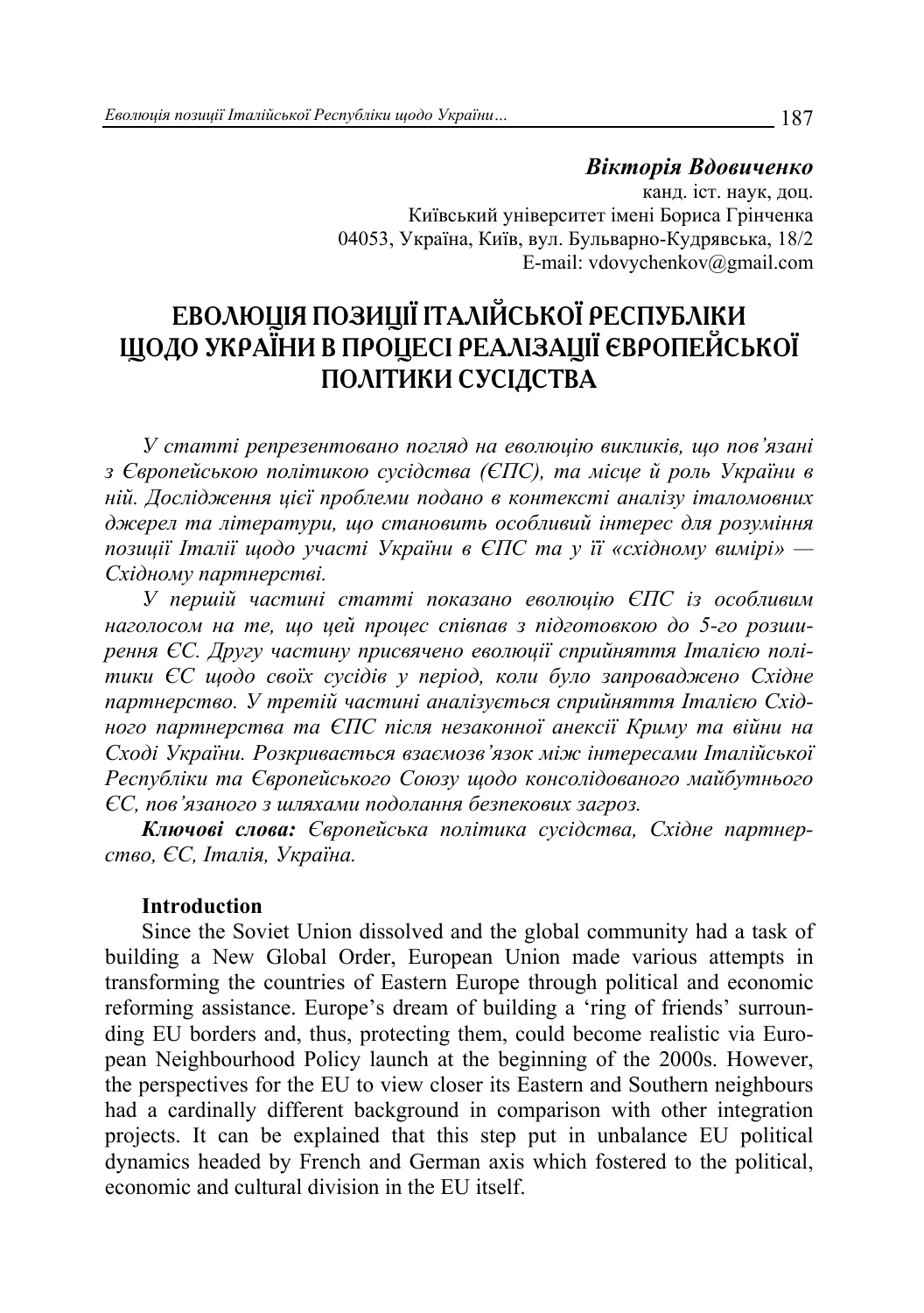***Вікторія Вдовиченко***

канд. іст. наук, доц.
Київський університет імені Бориса Грінченка
04053, Україна, Київ, вул. Бульварно-Кудрявська, 18/2
E-mail: vdovychenkov@gmail.com

# ЕВОЛЮЦІЯ ПОЗИЦІЇ ІТАЛІЙСЬКОЇ РЕСПУБЛІКИ ЩОДО УКРАЇНИ В ПРОЦЕСІ РЕАЛІЗАЦІЇ ЄВРОПЕЙСЬКОЇ ПОЛІТИКИ СУСІДСТВА

*У статті репрезентовано погляд на еволюцію викликів, що пов'язані з Європейською політикою сусідства (ЄПС), та місце й роль України в ній. Дослідження цієї проблеми подано в контексті аналізу італомовних джерел та літератури, що становить особливий інтерес для розуміння позиції Італії щодо участі України в ЄПС та у її «східному вимірі» — Східному партнерстві.*

*У першій частині статті показано еволюцію ЄПС із особливим наголосом на те, що цей процес співпав з підготовкою до 5-го розширення ЄС. Другу частину присвячено еволюції сприйняття Італією політики ЄС щодо своїх сусідів у період, коли було запроваджено Східне партнерство. У третій частині аналізується сприйняття Італією Східного партнерства та ЄПС після незаконної анексії Криму та війни на Сході України. Розкривається взаємозв'язок між інтересами Італійської Республіки та Європейського Союзу щодо консолідованого майбутнього ЄС, пов'язаного з шляхами подолання безпекових загроз.*

***Ключові слова:*** *Європейська політика сусідства, Східне партнерство, ЄС, Італія, Україна.*

**Introduction**

Since the Soviet Union dissolved and the global community had a task of building a New Global Order, European Union made various attempts in transforming the countries of Eastern Europe through political and economic reforming assistance. Europe's dream of building a 'ring of friends' surrounding EU borders and, thus, protecting them, could become realistic via European Neighbourhood Policy launch at the beginning of the 2000s. However, the perspectives for the EU to view closer its Eastern and Southern neighbours had a cardinally different background in comparison with other integration projects. It can be explained that this step put in unbalance EU political dynamics headed by French and German axis which fostered to the political, economic and cultural division in the EU itself.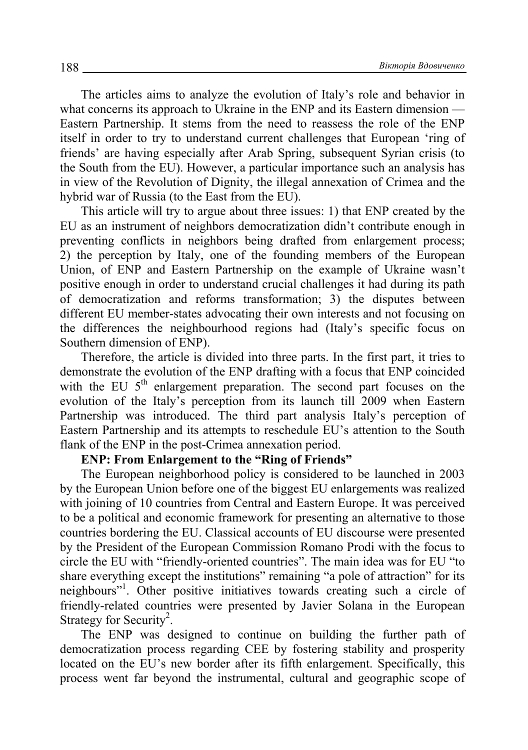The articles aims to analyze the evolution of Italy's role and behavior in what concerns its approach to Ukraine in the ENP and its Eastern dimension — Eastern Partnership. It stems from the need to reassess the role of the ENP itself in order to try to understand current challenges that European 'ring of friends' are having especially after Arab Spring, subsequent Syrian crisis (to the South from the EU). However, a particular importance such an analysis has in view of the Revolution of Dignity, the illegal annexation of Crimea and the hybrid war of Russia (to the East from the EU).

This article will try to argue about three issues: 1) that ENP created by the EU as an instrument of neighbors democratization didn't contribute enough in preventing conflicts in neighbors being drafted from enlargement process; 2) the perception by Italy, one of the founding members of the European Union, of ENP and Eastern Partnership on the example of Ukraine wasn't positive enough in order to understand crucial challenges it had during its path of democratization and reforms transformation; 3) the disputes between different EU member-states advocating their own interests and not focusing on the differences the neighbourhood regions had (Italy's specific focus on Southern dimension of ENP).

Therefore, the article is divided into three parts. In the first part, it tries to demonstrate the evolution of the ENP drafting with a focus that ENP coincided with the EU 5th enlargement preparation. The second part focuses on the evolution of the Italy's perception from its launch till 2009 when Eastern Partnership was introduced. The third part analysis Italy's perception of Eastern Partnership and its attempts to reschedule EU's attention to the South flank of the ENP in the post-Crimea annexation period.

**ENP: From Enlargement to the "Ring of Friends"**

The European neighborhood policy is considered to be launched in 2003 by the European Union before one of the biggest EU enlargements was realized with joining of 10 countries from Central and Eastern Europe. It was perceived to be a political and economic framework for presenting an alternative to those countries bordering the EU. Classical accounts of EU discourse were presented by the President of the European Commission Romano Prodi with the focus to circle the EU with "friendly-oriented countries". The main idea was for EU "to share everything except the institutions" remaining "a pole of attraction" for its neighbours"[1]. Other positive initiatives towards creating such a circle of friendly-related countries were presented by Javier Solana in the European Strategy for Security[2].

The ENP was designed to continue on building the further path of democratization process regarding CEE by fostering stability and prosperity located on the EU's new border after its fifth enlargement. Specifically, this process went far beyond the instrumental, cultural and geographic scope of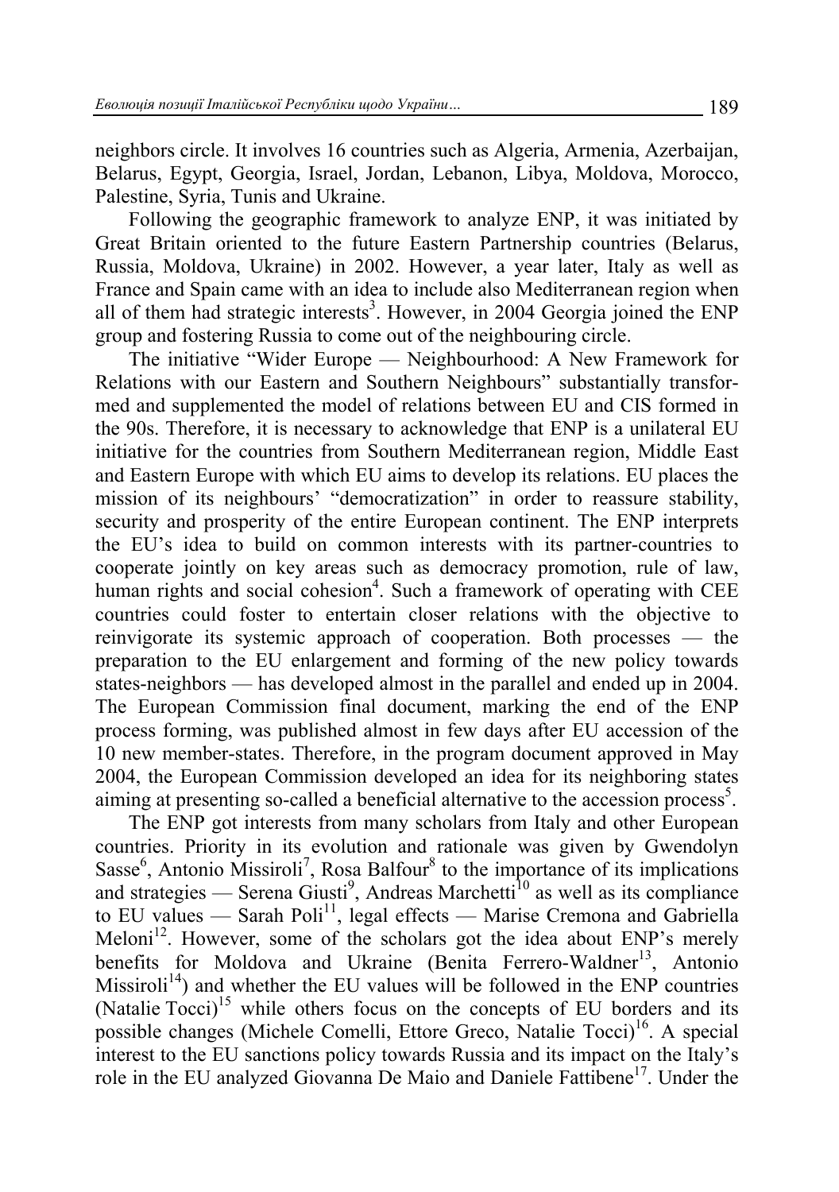neighbors circle. It involves 16 countries such as Algeria, Armenia, Azerbaijan, Belarus, Egypt, Georgia, Israel, Jordan, Lebanon, Libya, Moldova, Morocco, Palestine, Syria, Tunis and Ukraine.

Following the geographic framework to analyze ENP, it was initiated by Great Britain oriented to the future Eastern Partnership countries (Belarus, Russia, Moldova, Ukraine) in 2002. However, a year later, Italy as well as France and Spain came with an idea to include also Mediterranean region when all of them had strategic interests[3]. However, in 2004 Georgia joined the ENP group and fostering Russia to come out of the neighbouring circle.

The initiative "Wider Europe — Neighbourhood: A New Framework for Relations with our Eastern and Southern Neighbours" substantially transformed and supplemented the model of relations between EU and CIS formed in the 90s. Therefore, it is necessary to acknowledge that ENP is a unilateral EU initiative for the countries from Southern Mediterranean region, Middle East and Eastern Europe with which EU aims to develop its relations. EU places the mission of its neighbours' "democratization" in order to reassure stability, security and prosperity of the entire European continent. The ENP interprets the EU's idea to build on common interests with its partner-countries to cooperate jointly on key areas such as democracy promotion, rule of law, human rights and social cohesion[4]. Such a framework of operating with CEE countries could foster to entertain closer relations with the objective to reinvigorate its systemic approach of cooperation. Both processes — the preparation to the EU enlargement and forming of the new policy towards states-neighbors — has developed almost in the parallel and ended up in 2004. The European Commission final document, marking the end of the ENP process forming, was published almost in few days after EU accession of the 10 new member-states. Therefore, in the program document approved in May 2004, the European Commission developed an idea for its neighboring states aiming at presenting so-called a beneficial alternative to the accession process[5].

The ENP got interests from many scholars from Italy and other European countries. Priority in its evolution and rationale was given by Gwendolyn Sasse[6], Antonio Missiroli[7], Rosa Balfour[8] to the importance of its implications and strategies — Serena Giusti[9], Andreas Marchetti[10] as well as its compliance to EU values — Sarah Poli[11], legal effects — Marise Cremona and Gabriella Meloni[12]. However, some of the scholars got the idea about ENP's merely benefits for Moldova and Ukraine (Benita Ferrero-Waldner[13], Antonio Missiroli[14]) and whether the EU values will be followed in the ENP countries (Natalie Tocci)[15] while others focus on the concepts of EU borders and its possible changes (Michele Comelli, Ettore Greco, Natalie Tocci)[16]. A special interest to the EU sanctions policy towards Russia and its impact on the Italy's role in the EU analyzed Giovanna De Maio and Daniele Fattibene[17]. Under the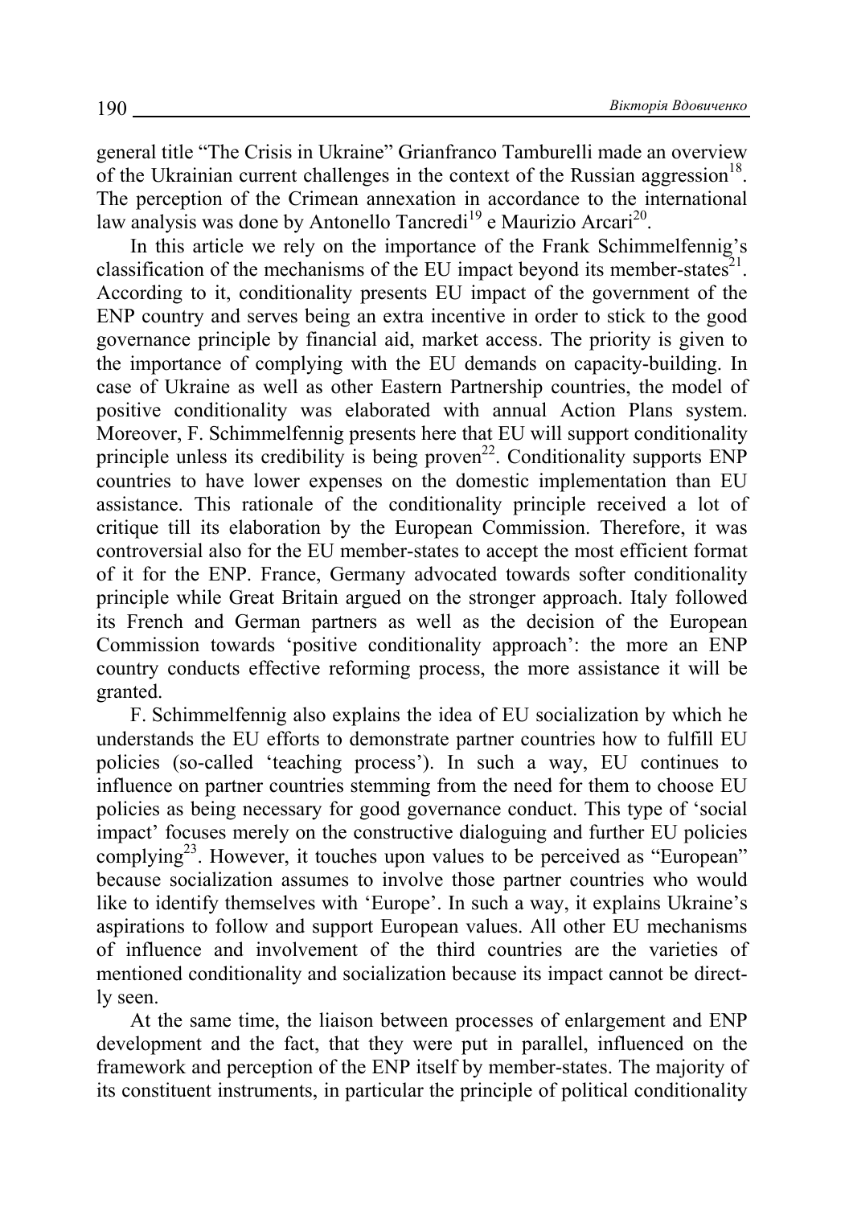general title "The Crisis in Ukraine" Grianfranco Tamburelli made an overview of the Ukrainian current challenges in the context of the Russian aggression[18]. The perception of the Crimean annexation in accordance to the international law analysis was done by Antonello Tancredi[19] e Maurizio Arcari[20].

In this article we rely on the importance of the Frank Schimmelfennig's classification of the mechanisms of the EU impact beyond its member-states[21]. According to it, conditionality presents EU impact of the government of the ENP country and serves being an extra incentive in order to stick to the good governance principle by financial aid, market access. The priority is given to the importance of complying with the EU demands on capacity-building. In case of Ukraine as well as other Eastern Partnership countries, the model of positive conditionality was elaborated with annual Action Plans system. Moreover, F. Schimmelfennig presents here that EU will support conditionality principle unless its credibility is being proven[22]. Conditionality supports ENP countries to have lower expenses on the domestic implementation than EU assistance. This rationale of the conditionality principle received a lot of critique till its elaboration by the European Commission. Therefore, it was controversial also for the EU member-states to accept the most efficient format of it for the ENP. France, Germany advocated towards softer conditionality principle while Great Britain argued on the stronger approach. Italy followed its French and German partners as well as the decision of the European Commission towards 'positive conditionality approach': the more an ENP country conducts effective reforming process, the more assistance it will be granted.

F. Schimmelfennig also explains the idea of EU socialization by which he understands the EU efforts to demonstrate partner countries how to fulfill EU policies (so-called 'teaching process'). In such a way, EU continues to influence on partner countries stemming from the need for them to choose EU policies as being necessary for good governance conduct. This type of 'social impact' focuses merely on the constructive dialoguing and further EU policies complying[23]. However, it touches upon values to be perceived as "European" because socialization assumes to involve those partner countries who would like to identify themselves with 'Europe'. In such a way, it explains Ukraine's aspirations to follow and support European values. All other EU mechanisms of influence and involvement of the third countries are the varieties of mentioned conditionality and socialization because its impact cannot be directly seen.

At the same time, the liaison between processes of enlargement and ENP development and the fact, that they were put in parallel, influenced on the framework and perception of the ENP itself by member-states. The majority of its constituent instruments, in particular the principle of political conditionality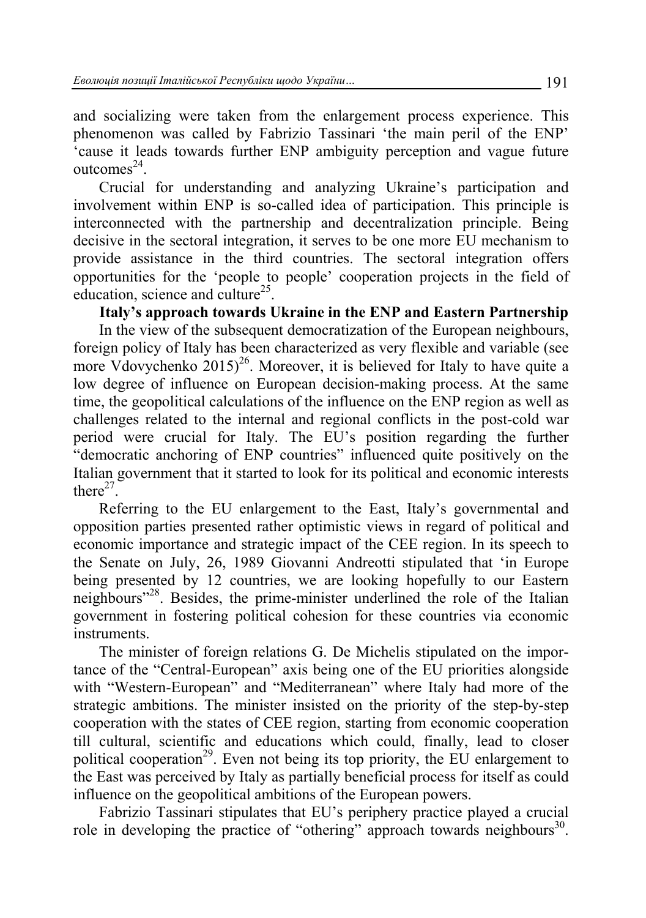and socializing were taken from the enlargement process experience. This phenomenon was called by Fabrizio Tassinari 'the main peril of the ENP' 'cause it leads towards further ENP ambiguity perception and vague future outcomes[24].

Crucial for understanding and analyzing Ukraine's participation and involvement within ENP is so-called idea of participation. This principle is interconnected with the partnership and decentralization principle. Being decisive in the sectoral integration, it serves to be one more EU mechanism to provide assistance in the third countries. The sectoral integration offers opportunities for the 'people to people' cooperation projects in the field of education, science and culture[25].

**Italy's approach towards Ukraine in the ENP and Eastern Partnership**

In the view of the subsequent democratization of the European neighbours, foreign policy of Italy has been characterized as very flexible and variable (see more Vdovychenko 2015)[26]. Moreover, it is believed for Italy to have quite a low degree of influence on European decision-making process. At the same time, the geopolitical calculations of the influence on the ENP region as well as challenges related to the internal and regional conflicts in the post-cold war period were crucial for Italy. The EU's position regarding the further "democratic anchoring of ENP countries" influenced quite positively on the Italian government that it started to look for its political and economic interests there[27].

Referring to the EU enlargement to the East, Italy's governmental and opposition parties presented rather optimistic views in regard of political and economic importance and strategic impact of the CEE region. In its speech to the Senate on July, 26, 1989 Giovanni Andreotti stipulated that 'in Europe being presented by 12 countries, we are looking hopefully to our Eastern neighbours"[28]. Besides, the prime-minister underlined the role of the Italian government in fostering political cohesion for these countries via economic instruments.

The minister of foreign relations G. De Michelis stipulated on the importance of the "Central-European" axis being one of the EU priorities alongside with "Western-European" and "Mediterranean" where Italy had more of the strategic ambitions. The minister insisted on the priority of the step-by-step cooperation with the states of CEE region, starting from economic cooperation till cultural, scientific and educations which could, finally, lead to closer political cooperation[29]. Even not being its top priority, the EU enlargement to the East was perceived by Italy as partially beneficial process for itself as could influence on the geopolitical ambitions of the European powers.

Fabrizio Tassinari stipulates that EU's periphery practice played a crucial role in developing the practice of "othering" approach towards neighbours[30].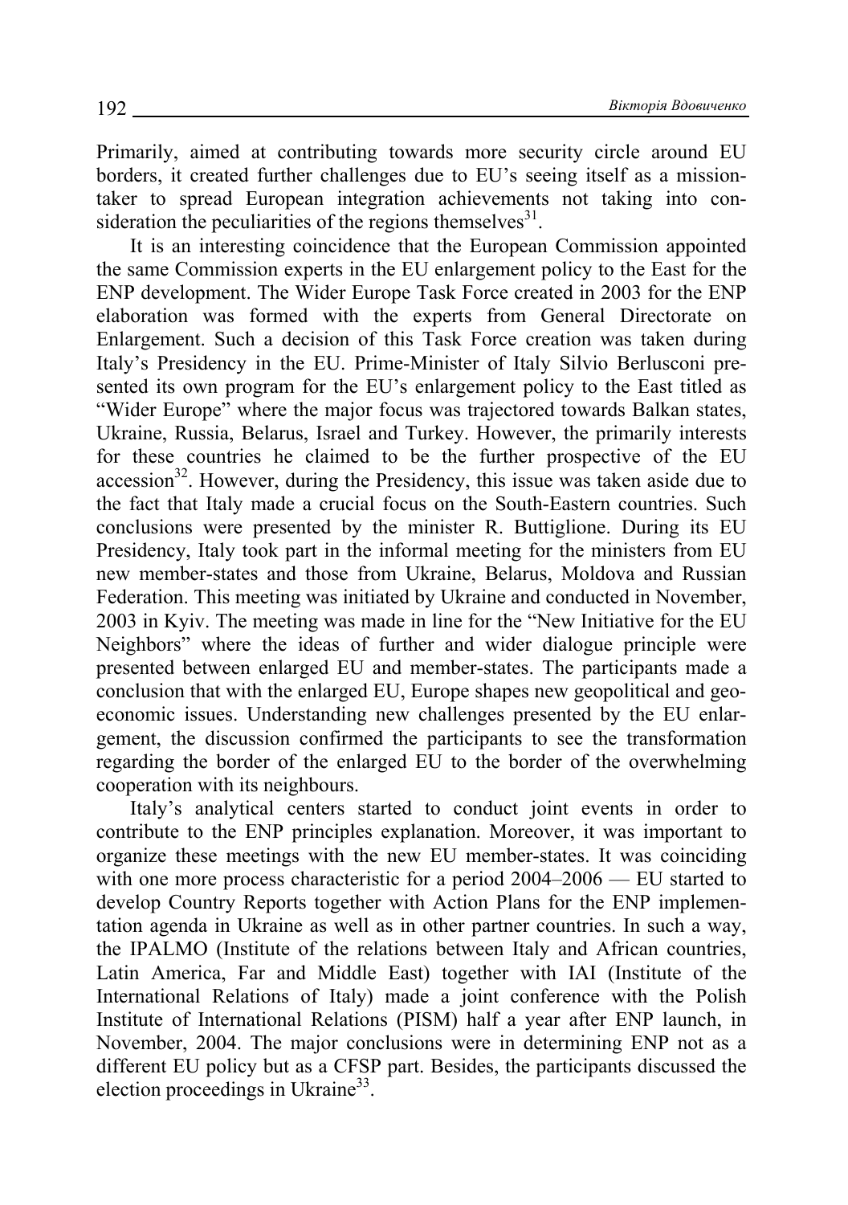Primarily, aimed at contributing towards more security circle around EU borders, it created further challenges due to EU's seeing itself as a mission-taker to spread European integration achievements not taking into consideration the peculiarities of the regions themselves[31].

It is an interesting coincidence that the European Commission appointed the same Commission experts in the EU enlargement policy to the East for the ENP development. The Wider Europe Task Force created in 2003 for the ENP elaboration was formed with the experts from General Directorate on Enlargement. Such a decision of this Task Force creation was taken during Italy's Presidency in the EU. Prime-Minister of Italy Silvio Berlusconi presented its own program for the EU's enlargement policy to the East titled as "Wider Europe" where the major focus was trajectored towards Balkan states, Ukraine, Russia, Belarus, Israel and Turkey. However, the primarily interests for these countries he claimed to be the further prospective of the EU accession[32]. However, during the Presidency, this issue was taken aside due to the fact that Italy made a crucial focus on the South-Eastern countries. Such conclusions were presented by the minister R. Buttiglione. During its EU Presidency, Italy took part in the informal meeting for the ministers from EU new member-states and those from Ukraine, Belarus, Moldova and Russian Federation. This meeting was initiated by Ukraine and conducted in November, 2003 in Kyiv. The meeting was made in line for the "New Initiative for the EU Neighbors" where the ideas of further and wider dialogue principle were presented between enlarged EU and member-states. The participants made a conclusion that with the enlarged EU, Europe shapes new geopolitical and geoeconomic issues. Understanding new challenges presented by the EU enlargement, the discussion confirmed the participants to see the transformation regarding the border of the enlarged EU to the border of the overwhelming cooperation with its neighbours.

Italy's analytical centers started to conduct joint events in order to contribute to the ENP principles explanation. Moreover, it was important to organize these meetings with the new EU member-states. It was coinciding with one more process characteristic for a period 2004–2006 — EU started to develop Country Reports together with Action Plans for the ENP implementation agenda in Ukraine as well as in other partner countries. In such a way, the IPALMO (Institute of the relations between Italy and African countries, Latin America, Far and Middle East) together with IAI (Institute of the International Relations of Italy) made a joint conference with the Polish Institute of International Relations (PISM) half a year after ENP launch, in November, 2004. The major conclusions were in determining ENP not as a different EU policy but as a CFSP part. Besides, the participants discussed the election proceedings in Ukraine[33].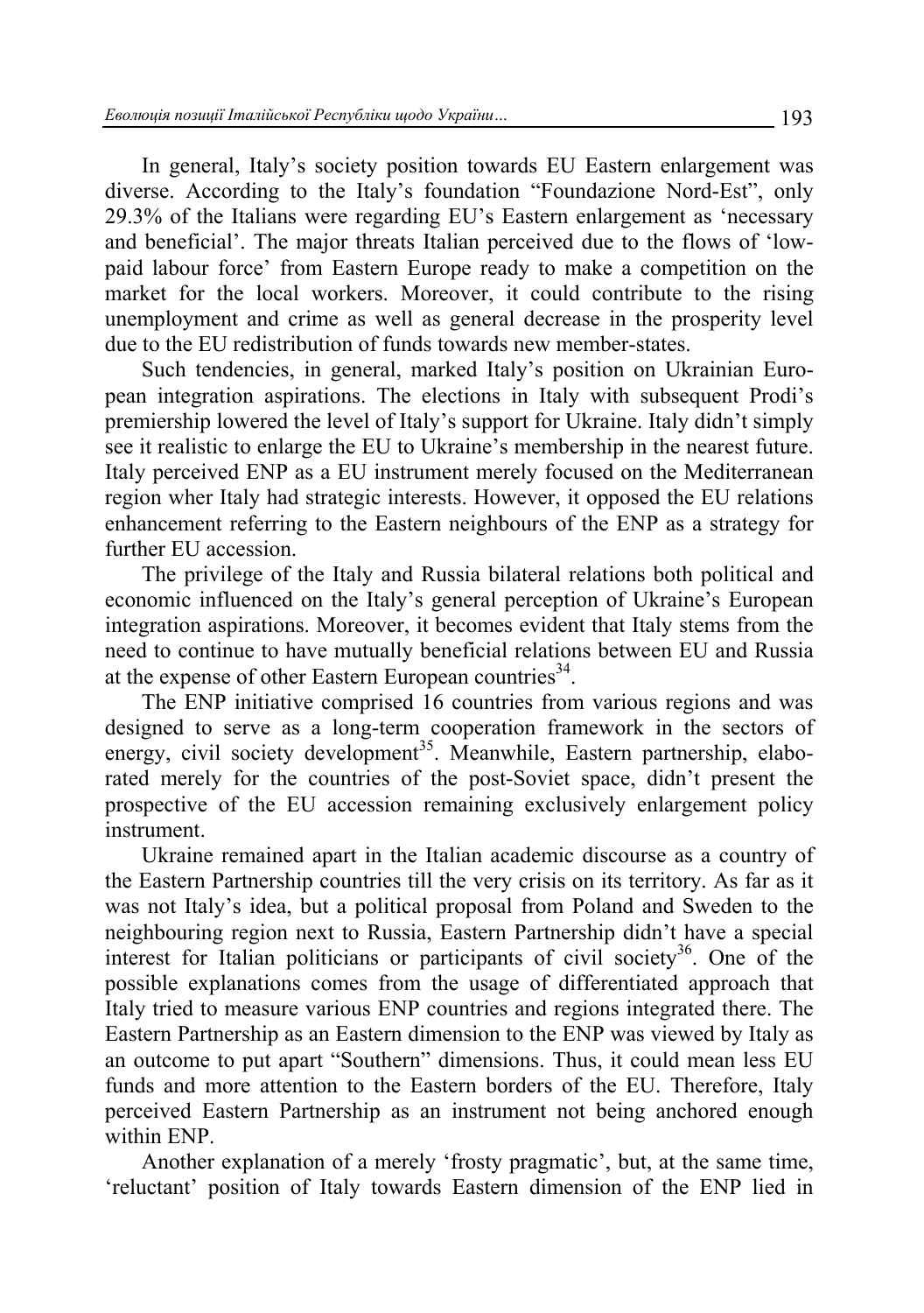In general, Italy's society position towards EU Eastern enlargement was diverse. According to the Italy's foundation "Foundazione Nord-Est", only 29.3% of the Italians were regarding EU's Eastern enlargement as 'necessary and beneficial'. The major threats Italian perceived due to the flows of 'low-paid labour force' from Eastern Europe ready to make a competition on the market for the local workers. Moreover, it could contribute to the rising unemployment and crime as well as general decrease in the prosperity level due to the EU redistribution of funds towards new member-states.

Such tendencies, in general, marked Italy's position on Ukrainian European integration aspirations. The elections in Italy with subsequent Prodi's premiership lowered the level of Italy's support for Ukraine. Italy didn't simply see it realistic to enlarge the EU to Ukraine's membership in the nearest future. Italy perceived ENP as a EU instrument merely focused on the Mediterranean region wher Italy had strategic interests. However, it opposed the EU relations enhancement referring to the Eastern neighbours of the ENP as a strategy for further EU accession.

The privilege of the Italy and Russia bilateral relations both political and economic influenced on the Italy's general perception of Ukraine's European integration aspirations. Moreover, it becomes evident that Italy stems from the need to continue to have mutually beneficial relations between EU and Russia at the expense of other Eastern European countries[34].

The ENP initiative comprised 16 countries from various regions and was designed to serve as a long-term cooperation framework in the sectors of energy, civil society development[35]. Meanwhile, Eastern partnership, elaborated merely for the countries of the post-Soviet space, didn't present the prospective of the EU accession remaining exclusively enlargement policy instrument.

Ukraine remained apart in the Italian academic discourse as a country of the Eastern Partnership countries till the very crisis on its territory. As far as it was not Italy's idea, but a political proposal from Poland and Sweden to the neighbouring region next to Russia, Eastern Partnership didn't have a special interest for Italian politicians or participants of civil society[36]. One of the possible explanations comes from the usage of differentiated approach that Italy tried to measure various ENP countries and regions integrated there. The Eastern Partnership as an Eastern dimension to the ENP was viewed by Italy as an outcome to put apart "Southern" dimensions. Thus, it could mean less EU funds and more attention to the Eastern borders of the EU. Therefore, Italy perceived Eastern Partnership as an instrument not being anchored enough within ENP.

Another explanation of a merely 'frosty pragmatic', but, at the same time, 'reluctant' position of Italy towards Eastern dimension of the ENP lied in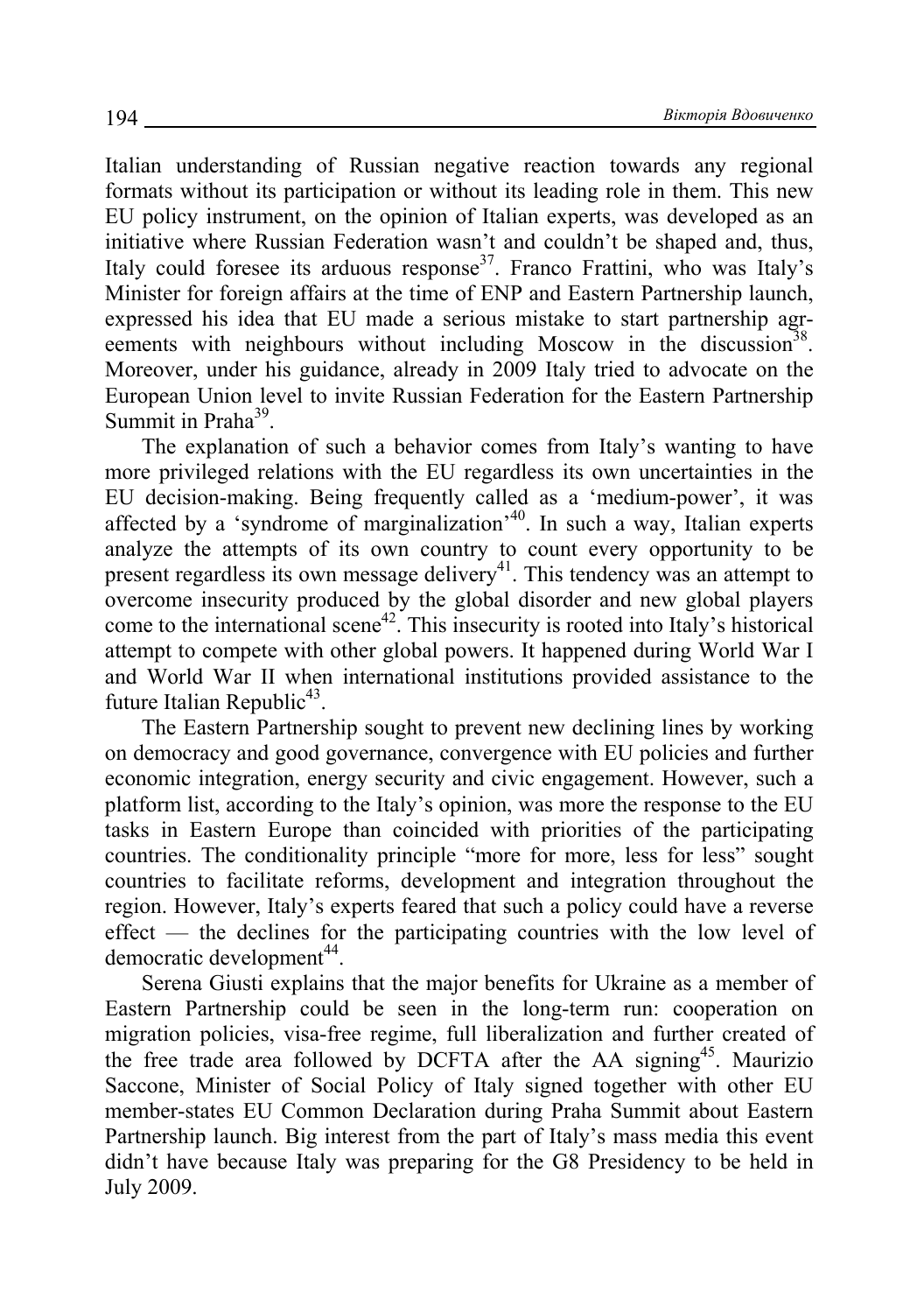Italian understanding of Russian negative reaction towards any regional formats without its participation or without its leading role in them. This new EU policy instrument, on the opinion of Italian experts, was developed as an initiative where Russian Federation wasn't and couldn't be shaped and, thus, Italy could foresee its arduous response[37]. Franco Frattini, who was Italy's Minister for foreign affairs at the time of ENP and Eastern Partnership launch, expressed his idea that EU made a serious mistake to start partnership agreements with neighbours without including Moscow in the discussion[38]. Moreover, under his guidance, already in 2009 Italy tried to advocate on the European Union level to invite Russian Federation for the Eastern Partnership Summit in Praha[39].

The explanation of such a behavior comes from Italy's wanting to have more privileged relations with the EU regardless its own uncertainties in the EU decision-making. Being frequently called as a 'medium-power', it was affected by a 'syndrome of marginalization'[40]. In such a way, Italian experts analyze the attempts of its own country to count every opportunity to be present regardless its own message delivery[41]. This tendency was an attempt to overcome insecurity produced by the global disorder and new global players come to the international scene[42]. This insecurity is rooted into Italy's historical attempt to compete with other global powers. It happened during World War I and World War II when international institutions provided assistance to the future Italian Republic[43].

The Eastern Partnership sought to prevent new declining lines by working on democracy and good governance, convergence with EU policies and further economic integration, energy security and civic engagement. However, such a platform list, according to the Italy's opinion, was more the response to the EU tasks in Eastern Europe than coincided with priorities of the participating countries. The conditionality principle "more for more, less for less" sought countries to facilitate reforms, development and integration throughout the region. However, Italy's experts feared that such a policy could have a reverse effect — the declines for the participating countries with the low level of democratic development[44].

Serena Giusti explains that the major benefits for Ukraine as a member of Eastern Partnership could be seen in the long-term run: cooperation on migration policies, visa-free regime, full liberalization and further created of the free trade area followed by DCFTA after the AA signing[45]. Maurizio Saccone, Minister of Social Policy of Italy signed together with other EU member-states EU Common Declaration during Praha Summit about Eastern Partnership launch. Big interest from the part of Italy's mass media this event didn't have because Italy was preparing for the G8 Presidency to be held in July 2009.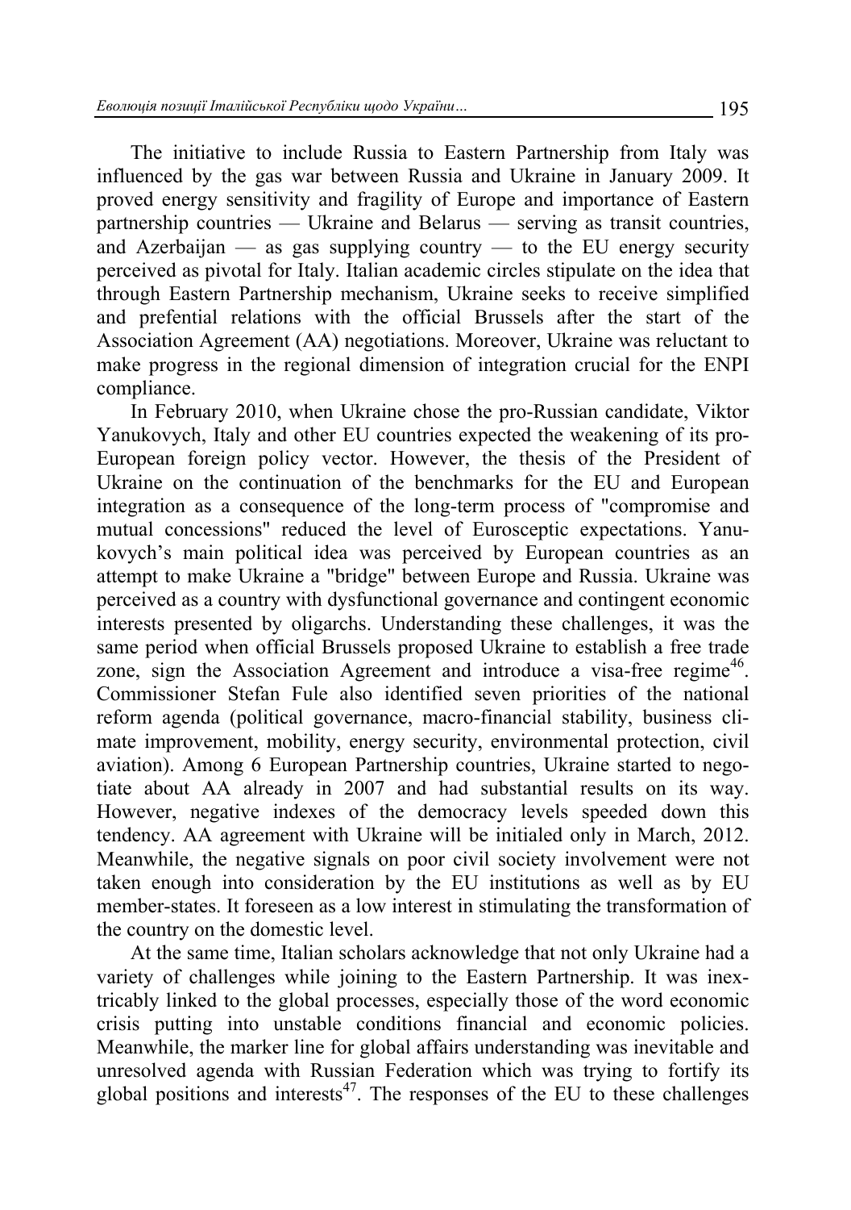The initiative to include Russia to Eastern Partnership from Italy was influenced by the gas war between Russia and Ukraine in January 2009. It proved energy sensitivity and fragility of Europe and importance of Eastern partnership countries — Ukraine and Belarus — serving as transit countries, and Azerbaijan — as gas supplying country — to the EU energy security perceived as pivotal for Italy. Italian academic circles stipulate on the idea that through Eastern Partnership mechanism, Ukraine seeks to receive simplified and prefential relations with the official Brussels after the start of the Association Agreement (AA) negotiations. Moreover, Ukraine was reluctant to make progress in the regional dimension of integration crucial for the ENPI compliance.

In February 2010, when Ukraine chose the pro-Russian candidate, Viktor Yanukovych, Italy and other EU countries expected the weakening of its pro-European foreign policy vector. However, the thesis of the President of Ukraine on the continuation of the benchmarks for the EU and European integration as a consequence of the long-term process of "compromise and mutual concessions" reduced the level of Eurosceptic expectations. Yanukovych's main political idea was perceived by European countries as an attempt to make Ukraine a "bridge" between Europe and Russia. Ukraine was perceived as a country with dysfunctional governance and contingent economic interests presented by oligarchs. Understanding these challenges, it was the same period when official Brussels proposed Ukraine to establish a free trade zone, sign the Association Agreement and introduce a visa-free regime[46]. Commissioner Stefan Fule also identified seven priorities of the national reform agenda (political governance, macro-financial stability, business climate improvement, mobility, energy security, environmental protection, civil aviation). Among 6 European Partnership countries, Ukraine started to negotiate about AA already in 2007 and had substantial results on its way. However, negative indexes of the democracy levels speeded down this tendency. AA agreement with Ukraine will be initialed only in March, 2012. Meanwhile, the negative signals on poor civil society involvement were not taken enough into consideration by the EU institutions as well as by EU member-states. It foreseen as a low interest in stimulating the transformation of the country on the domestic level.

At the same time, Italian scholars acknowledge that not only Ukraine had a variety of challenges while joining to the Eastern Partnership. It was inextricably linked to the global processes, especially those of the word economic crisis putting into unstable conditions financial and economic policies. Meanwhile, the marker line for global affairs understanding was inevitable and unresolved agenda with Russian Federation which was trying to fortify its global positions and interests[47]. The responses of the EU to these challenges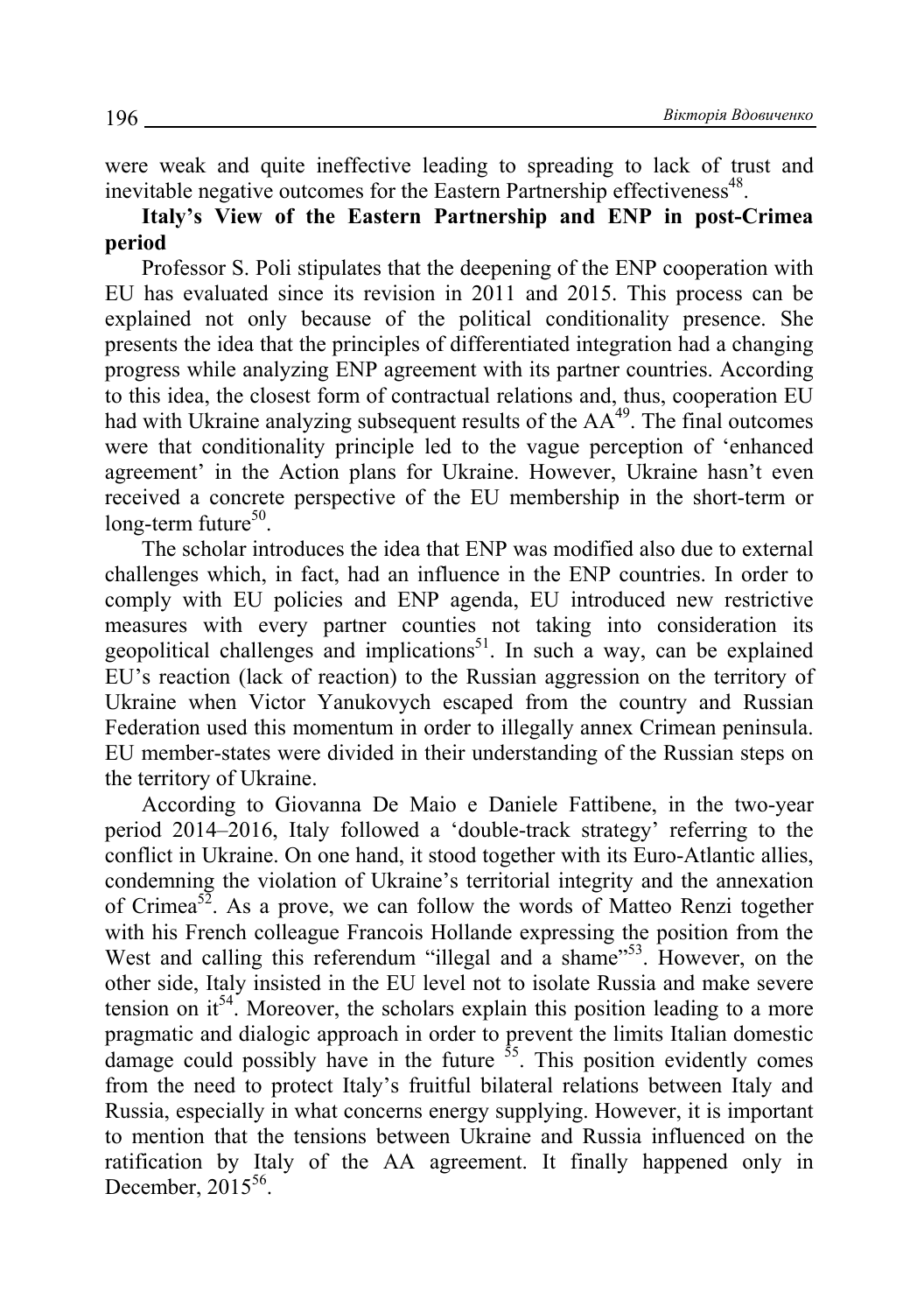were weak and quite ineffective leading to spreading to lack of trust and inevitable negative outcomes for the Eastern Partnership effectiveness[48].

**Italy's View of the Eastern Partnership and ENP in post-Crimea period**

Professor S. Poli stipulates that the deepening of the ENP cooperation with EU has evaluated since its revision in 2011 and 2015. This process can be explained not only because of the political conditionality presence. She presents the idea that the principles of differentiated integration had a changing progress while analyzing ENP agreement with its partner countries. According to this idea, the closest form of contractual relations and, thus, cooperation EU had with Ukraine analyzing subsequent results of the AA[49]. The final outcomes were that conditionality principle led to the vague perception of 'enhanced agreement' in the Action plans for Ukraine. However, Ukraine hasn't even received a concrete perspective of the EU membership in the short-term or long-term future[50].

The scholar introduces the idea that ENP was modified also due to external challenges which, in fact, had an influence in the ENP countries. In order to comply with EU policies and ENP agenda, EU introduced new restrictive measures with every partner counties not taking into consideration its geopolitical challenges and implications[51]. In such a way, can be explained EU's reaction (lack of reaction) to the Russian aggression on the territory of Ukraine when Victor Yanukovych escaped from the country and Russian Federation used this momentum in order to illegally annex Crimean peninsula. EU member-states were divided in their understanding of the Russian steps on the territory of Ukraine.

According to Giovanna De Maio e Daniele Fattibene, in the two-year period 2014–2016, Italy followed a 'double-track strategy' referring to the conflict in Ukraine. On one hand, it stood together with its Euro-Atlantic allies, condemning the violation of Ukraine's territorial integrity and the annexation of Crimea[52]. As a prove, we can follow the words of Matteo Renzi together with his French colleague Francois Hollande expressing the position from the West and calling this referendum "illegal and a shame"[53]. However, on the other side, Italy insisted in the EU level not to isolate Russia and make severe tension on it[54]. Moreover, the scholars explain this position leading to a more pragmatic and dialogic approach in order to prevent the limits Italian domestic damage could possibly have in the future [55]. This position evidently comes from the need to protect Italy's fruitful bilateral relations between Italy and Russia, especially in what concerns energy supplying. However, it is important to mention that the tensions between Ukraine and Russia influenced on the ratification by Italy of the AA agreement. It finally happened only in December, 2015[56].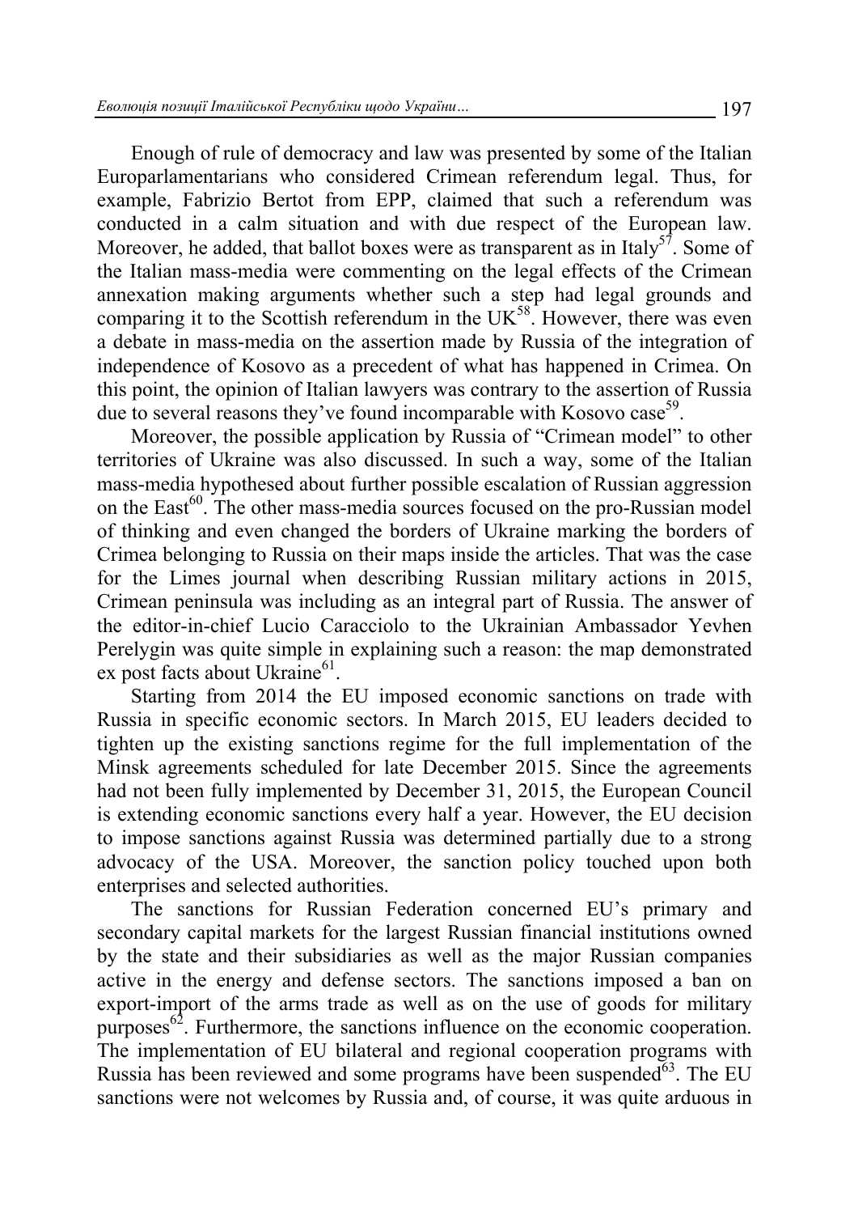Enough of rule of democracy and law was presented by some of the Italian Europarlamentarians who considered Crimean referendum legal. Thus, for example, Fabrizio Bertot from EPP, claimed that such a referendum was conducted in a calm situation and with due respect of the European law. Moreover, he added, that ballot boxes were as transparent as in Italy[57]. Some of the Italian mass-media were commenting on the legal effects of the Crimean annexation making arguments whether such a step had legal grounds and comparing it to the Scottish referendum in the UK[58]. However, there was even a debate in mass-media on the assertion made by Russia of the integration of independence of Kosovo as a precedent of what has happened in Crimea. On this point, the opinion of Italian lawyers was contrary to the assertion of Russia due to several reasons they've found incomparable with Kosovo case[59].

Moreover, the possible application by Russia of "Crimean model" to other territories of Ukraine was also discussed. In such a way, some of the Italian mass-media hypothesed about further possible escalation of Russian aggression on the East[60]. The other mass-media sources focused on the pro-Russian model of thinking and even changed the borders of Ukraine marking the borders of Crimea belonging to Russia on their maps inside the articles. That was the case for the Limes journal when describing Russian military actions in 2015, Crimean peninsula was including as an integral part of Russia. The answer of the editor-in-chief Lucio Caracciolo to the Ukrainian Ambassador Yevhen Perelygin was quite simple in explaining such a reason: the map demonstrated ex post facts about Ukraine[61].

Starting from 2014 the EU imposed economic sanctions on trade with Russia in specific economic sectors. In March 2015, EU leaders decided to tighten up the existing sanctions regime for the full implementation of the Minsk agreements scheduled for late December 2015. Since the agreements had not been fully implemented by December 31, 2015, the European Council is extending economic sanctions every half a year. However, the EU decision to impose sanctions against Russia was determined partially due to a strong advocacy of the USA. Moreover, the sanction policy touched upon both enterprises and selected authorities.

The sanctions for Russian Federation concerned EU's primary and secondary capital markets for the largest Russian financial institutions owned by the state and their subsidiaries as well as the major Russian companies active in the energy and defense sectors. The sanctions imposed a ban on export-import of the arms trade as well as on the use of goods for military purposes[62]. Furthermore, the sanctions influence on the economic cooperation. The implementation of EU bilateral and regional cooperation programs with Russia has been reviewed and some programs have been suspended[63]. The EU sanctions were not welcomes by Russia and, of course, it was quite arduous in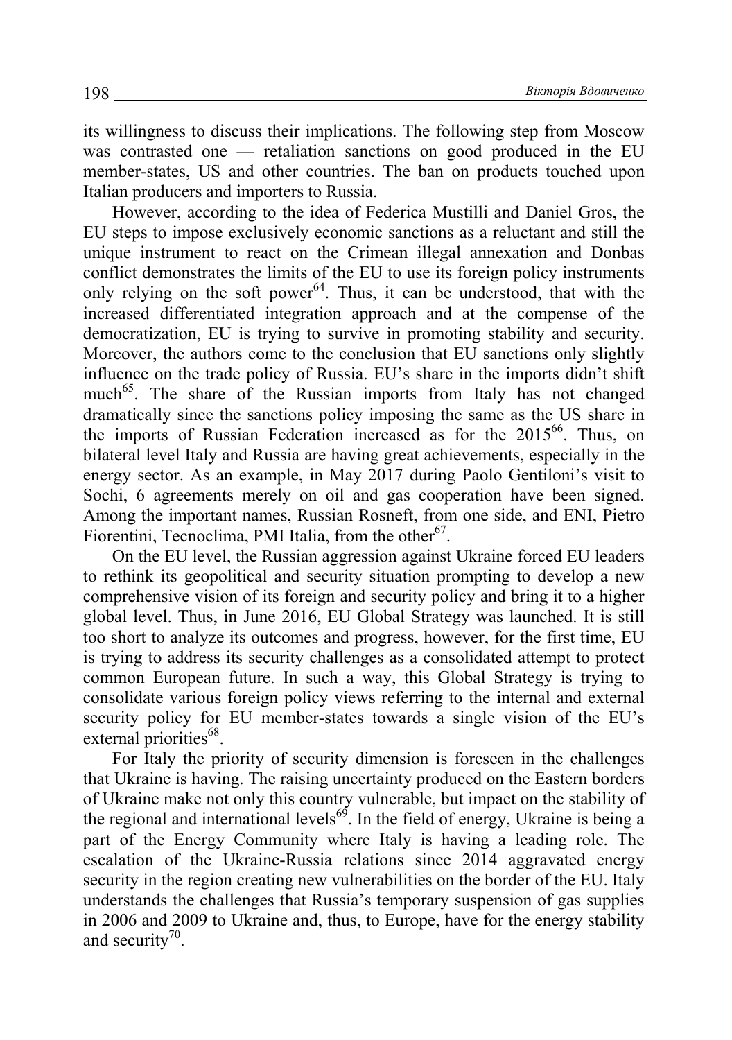its willingness to discuss their implications. The following step from Moscow was contrasted one — retaliation sanctions on good produced in the EU member-states, US and other countries. The ban on products touched upon Italian producers and importers to Russia.

However, according to the idea of Federica Mustilli and Daniel Gros, the EU steps to impose exclusively economic sanctions as a reluctant and still the unique instrument to react on the Crimean illegal annexation and Donbas conflict demonstrates the limits of the EU to use its foreign policy instruments only relying on the soft power[64]. Thus, it can be understood, that with the increased differentiated integration approach and at the compense of the democratization, EU is trying to survive in promoting stability and security. Moreover, the authors come to the conclusion that EU sanctions only slightly influence on the trade policy of Russia. EU's share in the imports didn't shift much[65]. The share of the Russian imports from Italy has not changed dramatically since the sanctions policy imposing the same as the US share in the imports of Russian Federation increased as for the 2015[66]. Thus, on bilateral level Italy and Russia are having great achievements, especially in the energy sector. As an example, in May 2017 during Paolo Gentiloni's visit to Sochi, 6 agreements merely on oil and gas cooperation have been signed. Among the important names, Russian Rosneft, from one side, and ENI, Pietro Fiorentini, Tecnoclima, PMI Italia, from the other[67].

On the EU level, the Russian aggression against Ukraine forced EU leaders to rethink its geopolitical and security situation prompting to develop a new comprehensive vision of its foreign and security policy and bring it to a higher global level. Thus, in June 2016, EU Global Strategy was launched. It is still too short to analyze its outcomes and progress, however, for the first time, EU is trying to address its security challenges as a consolidated attempt to protect common European future. In such a way, this Global Strategy is trying to consolidate various foreign policy views referring to the internal and external security policy for EU member-states towards a single vision of the EU's external priorities[68].

For Italy the priority of security dimension is foreseen in the challenges that Ukraine is having. The raising uncertainty produced on the Eastern borders of Ukraine make not only this country vulnerable, but impact on the stability of the regional and international levels[69]. In the field of energy, Ukraine is being a part of the Energy Community where Italy is having a leading role. The escalation of the Ukraine-Russia relations since 2014 aggravated energy security in the region creating new vulnerabilities on the border of the EU. Italy understands the challenges that Russia's temporary suspension of gas supplies in 2006 and 2009 to Ukraine and, thus, to Europe, have for the energy stability and security[70].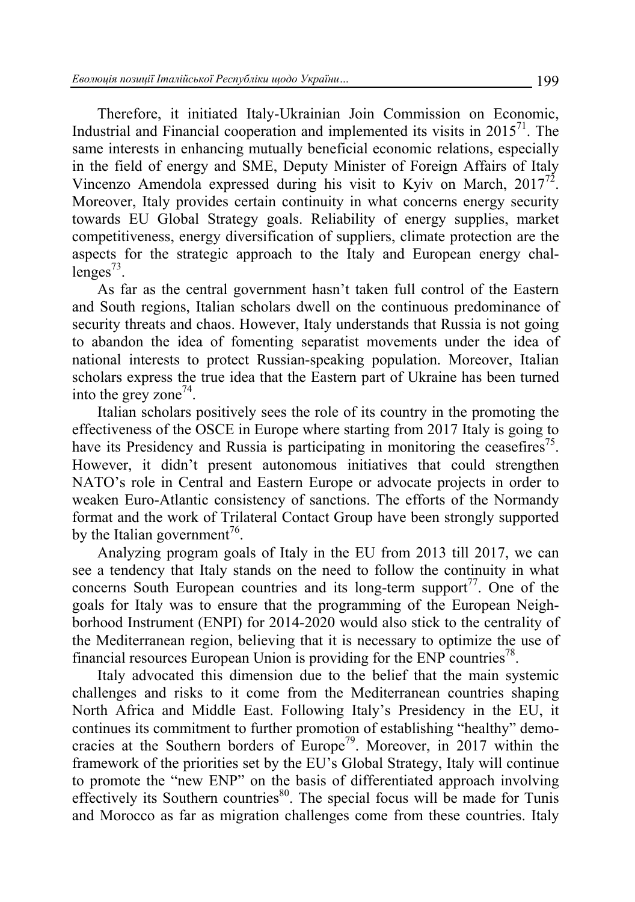Therefore, it initiated Italy-Ukrainian Join Commission on Economic, Industrial and Financial cooperation and implemented its visits in 2015[71]. The same interests in enhancing mutually beneficial economic relations, especially in the field of energy and SME, Deputy Minister of Foreign Affairs of Italy Vincenzo Amendola expressed during his visit to Kyiv on March, 2017[72]. Moreover, Italy provides certain continuity in what concerns energy security towards EU Global Strategy goals. Reliability of energy supplies, market competitiveness, energy diversification of suppliers, climate protection are the aspects for the strategic approach to the Italy and European energy challenges[73].

As far as the central government hasn't taken full control of the Eastern and South regions, Italian scholars dwell on the continuous predominance of security threats and chaos. However, Italy understands that Russia is not going to abandon the idea of fomenting separatist movements under the idea of national interests to protect Russian-speaking population. Moreover, Italian scholars express the true idea that the Eastern part of Ukraine has been turned into the grey zone[74].

Italian scholars positively sees the role of its country in the promoting the effectiveness of the OSCE in Europe where starting from 2017 Italy is going to have its Presidency and Russia is participating in monitoring the ceasefires[75]. However, it didn't present autonomous initiatives that could strengthen NATO's role in Central and Eastern Europe or advocate projects in order to weaken Euro-Atlantic consistency of sanctions. The efforts of the Normandy format and the work of Trilateral Contact Group have been strongly supported by the Italian government[76].

Analyzing program goals of Italy in the EU from 2013 till 2017, we can see a tendency that Italy stands on the need to follow the continuity in what concerns South European countries and its long-term support[77]. One of the goals for Italy was to ensure that the programming of the European Neighborhood Instrument (ENPI) for 2014-2020 would also stick to the centrality of the Mediterranean region, believing that it is necessary to optimize the use of financial resources European Union is providing for the ENP countries[78].

Italy advocated this dimension due to the belief that the main systemic challenges and risks to it come from the Mediterranean countries shaping North Africa and Middle East. Following Italy's Presidency in the EU, it continues its commitment to further promotion of establishing "healthy" democracies at the Southern borders of Europe[79]. Moreover, in 2017 within the framework of the priorities set by the EU's Global Strategy, Italy will continue to promote the "new ENP" on the basis of differentiated approach involving effectively its Southern countries[80]. The special focus will be made for Tunis and Morocco as far as migration challenges come from these countries. Italy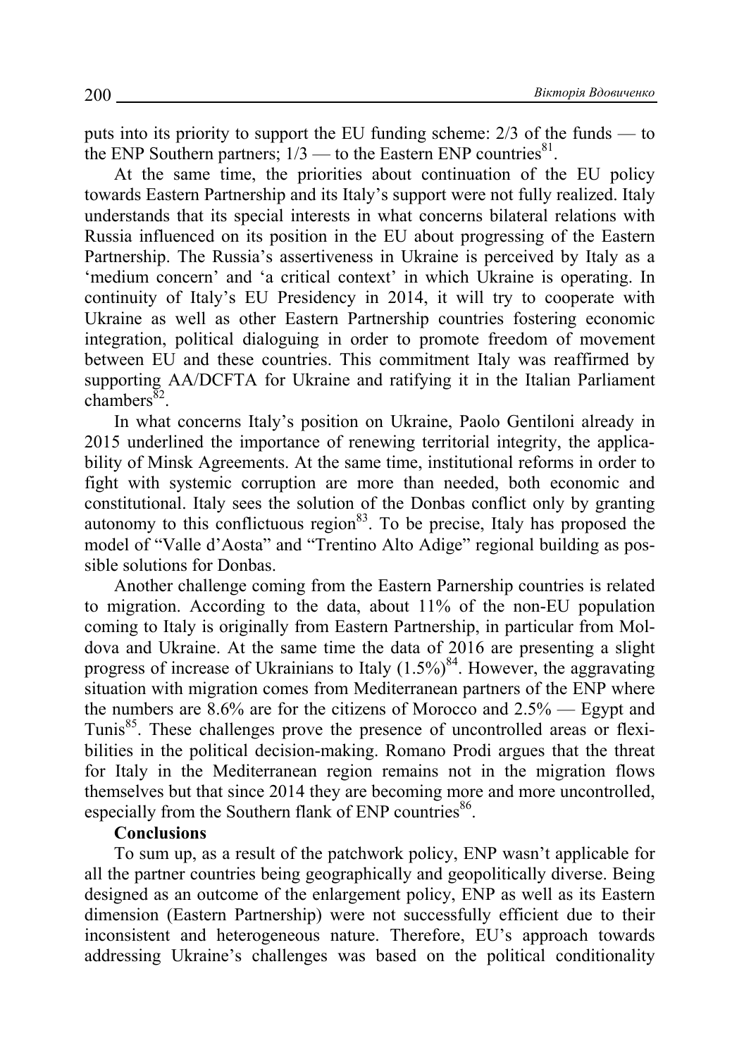puts into its priority to support the EU funding scheme: 2/3 of the funds — to the ENP Southern partners; 1/3 — to the Eastern ENP countries[81].

At the same time, the priorities about continuation of the EU policy towards Eastern Partnership and its Italy's support were not fully realized. Italy understands that its special interests in what concerns bilateral relations with Russia influenced on its position in the EU about progressing of the Eastern Partnership. The Russia's assertiveness in Ukraine is perceived by Italy as a 'medium concern' and 'a critical context' in which Ukraine is operating. In continuity of Italy's EU Presidency in 2014, it will try to cooperate with Ukraine as well as other Eastern Partnership countries fostering economic integration, political dialoguing in order to promote freedom of movement between EU and these countries. This commitment Italy was reaffirmed by supporting AA/DCFTA for Ukraine and ratifying it in the Italian Parliament chambers[82].

In what concerns Italy's position on Ukraine, Paolo Gentiloni already in 2015 underlined the importance of renewing territorial integrity, the applicability of Minsk Agreements. At the same time, institutional reforms in order to fight with systemic corruption are more than needed, both economic and constitutional. Italy sees the solution of the Donbas conflict only by granting autonomy to this conflictuous region[83]. To be precise, Italy has proposed the model of "Valle d'Aosta" and "Trentino Alto Adige" regional building as possible solutions for Donbas.

Another challenge coming from the Eastern Parnership countries is related to migration. According to the data, about 11% of the non-EU population coming to Italy is originally from Eastern Partnership, in particular from Moldova and Ukraine. At the same time the data of 2016 are presenting a slight progress of increase of Ukrainians to Italy (1.5%)[84]. However, the aggravating situation with migration comes from Mediterranean partners of the ENP where the numbers are 8.6% are for the citizens of Morocco and 2.5% — Egypt and Tunis[85]. These challenges prove the presence of uncontrolled areas or flexibilities in the political decision-making. Romano Prodi argues that the threat for Italy in the Mediterranean region remains not in the migration flows themselves but that since 2014 they are becoming more and more uncontrolled, especially from the Southern flank of ENP countries[86].

**Conclusions**

To sum up, as a result of the patchwork policy, ENP wasn't applicable for all the partner countries being geographically and geopolitically diverse. Being designed as an outcome of the enlargement policy, ENP as well as its Eastern dimension (Eastern Partnership) were not successfully efficient due to their inconsistent and heterogeneous nature. Therefore, EU's approach towards addressing Ukraine's challenges was based on the political conditionality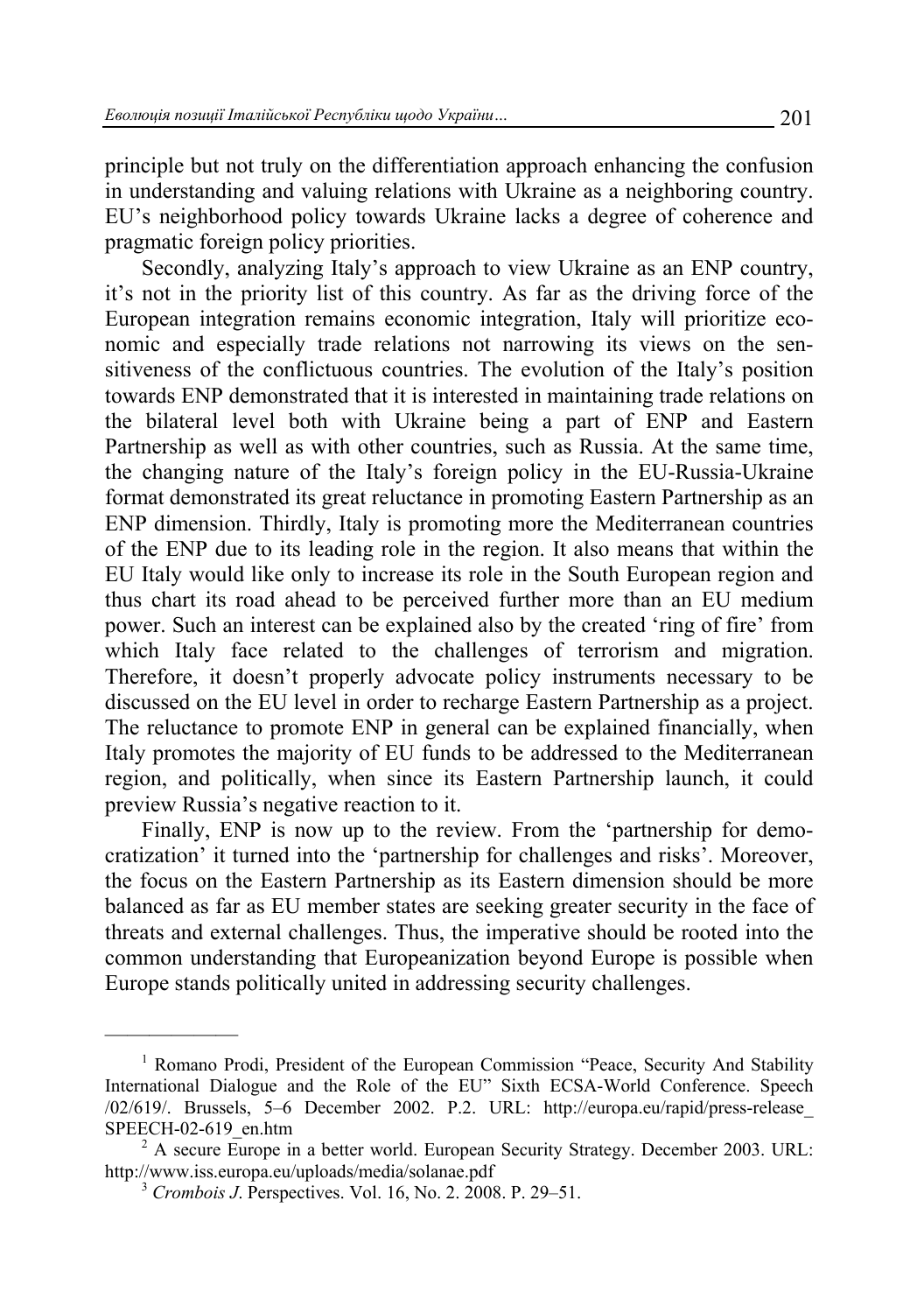principle but not truly on the differentiation approach enhancing the confusion in understanding and valuing relations with Ukraine as a neighboring country. EU's neighborhood policy towards Ukraine lacks a degree of coherence and pragmatic foreign policy priorities.

Secondly, analyzing Italy's approach to view Ukraine as an ENP country, it's not in the priority list of this country. As far as the driving force of the European integration remains economic integration, Italy will prioritize economic and especially trade relations not narrowing its views on the sensitiveness of the conflictuous countries. The evolution of the Italy's position towards ENP demonstrated that it is interested in maintaining trade relations on the bilateral level both with Ukraine being a part of ENP and Eastern Partnership as well as with other countries, such as Russia. At the same time, the changing nature of the Italy's foreign policy in the EU-Russia-Ukraine format demonstrated its great reluctance in promoting Eastern Partnership as an ENP dimension. Thirdly, Italy is promoting more the Mediterranean countries of the ENP due to its leading role in the region. It also means that within the EU Italy would like only to increase its role in the South European region and thus chart its road ahead to be perceived further more than an EU medium power. Such an interest can be explained also by the created 'ring of fire' from which Italy face related to the challenges of terrorism and migration. Therefore, it doesn't properly advocate policy instruments necessary to be discussed on the EU level in order to recharge Eastern Partnership as a project. The reluctance to promote ENP in general can be explained financially, when Italy promotes the majority of EU funds to be addressed to the Mediterranean region, and politically, when since its Eastern Partnership launch, it could preview Russia's negative reaction to it.

Finally, ENP is now up to the review. From the 'partnership for democratization' it turned into the 'partnership for challenges and risks'. Moreover, the focus on the Eastern Partnership as its Eastern dimension should be more balanced as far as EU member states are seeking greater security in the face of threats and external challenges. Thus, the imperative should be rooted into the common understanding that Europeanization beyond Europe is possible when Europe stands politically united in addressing security challenges.

---

[1] Romano Prodi, President of the European Commission "Peace, Security And Stability International Dialogue and the Role of the EU" Sixth ECSA-World Conference. Speech /02/619/. Brussels, 5–6 December 2002. P.2. URL: http://europa.eu/rapid/press-release_SPEECH-02-619_en.htm

[2] A secure Europe in a better world. European Security Strategy. December 2003. URL: http://www.iss.europa.eu/uploads/media/solanae.pdf

[3] *Crombois J*. Perspectives. Vol. 16, No. 2. 2008. P. 29–51.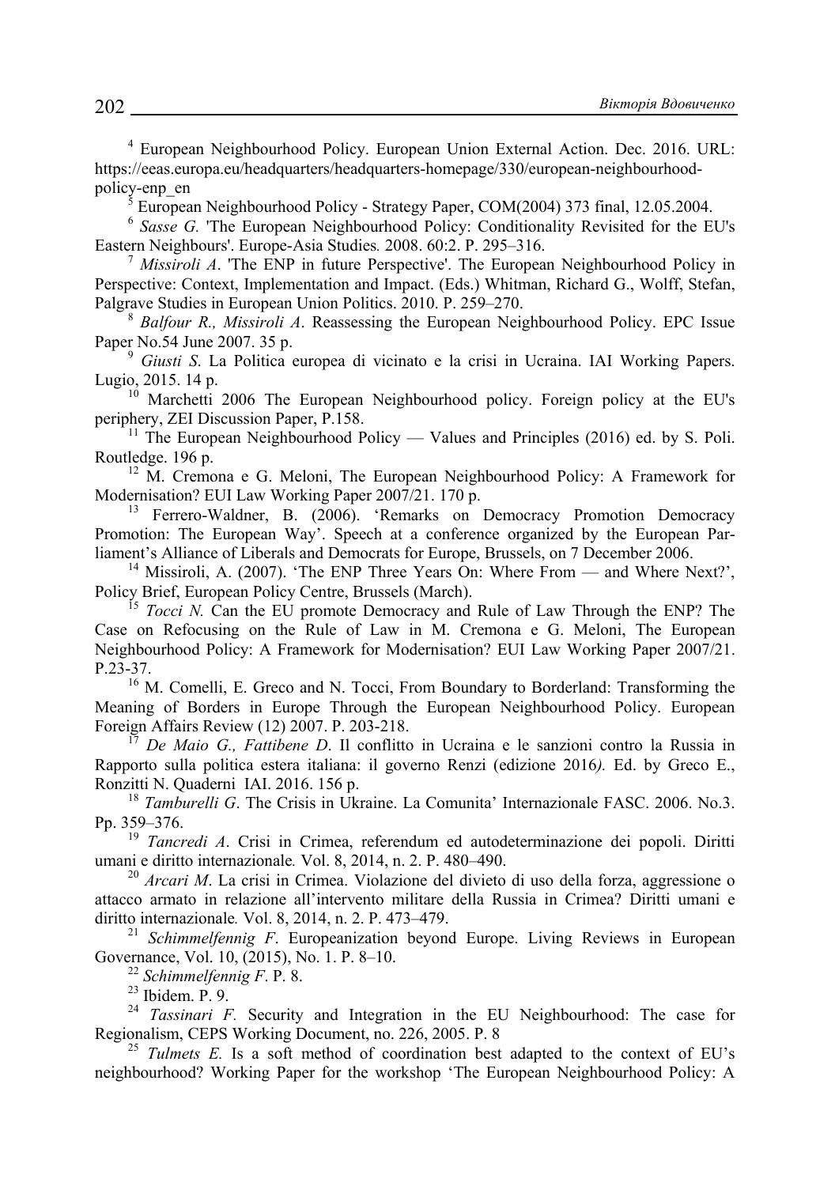[4] European Neighbourhood Policy. European Union External Action. Dec. 2016. URL: https://eeas.europa.eu/headquarters/headquarters-homepage/330/european-neighbourhood-policy-enp_en

[5] European Neighbourhood Policy - Strategy Paper, COM(2004) 373 final, 12.05.2004.

[6] *Sasse G.* 'The European Neighbourhood Policy: Conditionality Revisited for the EU's Eastern Neighbours'. Europe-Asia Studies*.* 2008. 60:2. P. 295–316.

[7] *Missiroli A*. 'The ENP in future Perspective'. The European Neighbourhood Policy in Perspective: Context, Implementation and Impact. (Eds.) Whitman, Richard G., Wolff, Stefan, Palgrave Studies in European Union Politics. 2010. P. 259–270.

[8] *Balfour R., Missiroli A*. Reassessing the European Neighbourhood Policy. EPC Issue Paper No.54 June 2007. 35 p.

[9] *Giusti S*. La Politica europea di vicinato e la crisi in Ucraina. IAI Working Papers. Lugio, 2015. 14 p.

[10] Marchetti 2006 The European Neighbourhood policy. Foreign policy at the EU's periphery, ZEI Discussion Paper, P.158.

[11] The European Neighbourhood Policy — Values and Principles (2016) ed. by S. Poli. Routledge. 196 p.

[12] M. Cremona e G. Meloni, The European Neighbourhood Policy: A Framework for Modernisation? EUI Law Working Paper 2007/21. 170 p.

[13] Ferrero-Waldner, B. (2006). 'Remarks on Democracy Promotion Democracy Promotion: The European Way'. Speech at a conference organized by the European Parliament's Alliance of Liberals and Democrats for Europe, Brussels, on 7 December 2006.

[14] Missiroli, A. (2007). 'The ENP Three Years On: Where From — and Where Next?', Policy Brief, European Policy Centre, Brussels (March).

[15] *Tocci N.* Can the EU promote Democracy and Rule of Law Through the ENP? The Case on Refocusing on the Rule of Law in M. Cremona e G. Meloni, The European Neighbourhood Policy: A Framework for Modernisation? EUI Law Working Paper 2007/21. P.23-37.

[16] M. Comelli, E. Greco and N. Tocci, From Boundary to Borderland: Transforming the Meaning of Borders in Europe Through the European Neighbourhood Policy. European Foreign Affairs Review (12) 2007. P. 203-218.

[17] *De Maio G., Fattibene D*. Il conflitto in Ucraina e le sanzioni contro la Russia in Rapporto sulla politica estera italiana: il governo Renzi (edizione 2016*).* Ed. by Greco E., Ronzitti N. Quaderni IAI. 2016. 156 p.

[18] *Tamburelli G*. The Crisis in Ukraine. La Comunita' Internazionale FASC. 2006. No.3. Pp. 359–376.

[19] *Tancredi A*. Crisi in Crimea, referendum ed autodeterminazione dei popoli. Diritti umani e diritto internazionale*.* Vol. 8, 2014, n. 2. P. 480–490.

[20] *Arcari M*. La crisi in Crimea. Violazione del divieto di uso della forza, aggressione o attacco armato in relazione all'intervento militare della Russia in Crimea? Diritti umani e diritto internazionale*.* Vol. 8, 2014, n. 2. P. 473–479.

[21] *Schimmelfennig F*. Europeanization beyond Europe. Living Reviews in European Governance, Vol. 10, (2015), No. 1. P. 8–10.

[22] *Schimmelfennig F*. P. 8.

[23] Ibidem. P. 9.

[24] *Tassinari F.* Security and Integration in the EU Neighbourhood: The case for Regionalism, CEPS Working Document, no. 226, 2005. P. 8

[25] *Tulmets E.* Is a soft method of coordination best adapted to the context of EU's neighbourhood? Working Paper for the workshop 'The European Neighbourhood Policy: A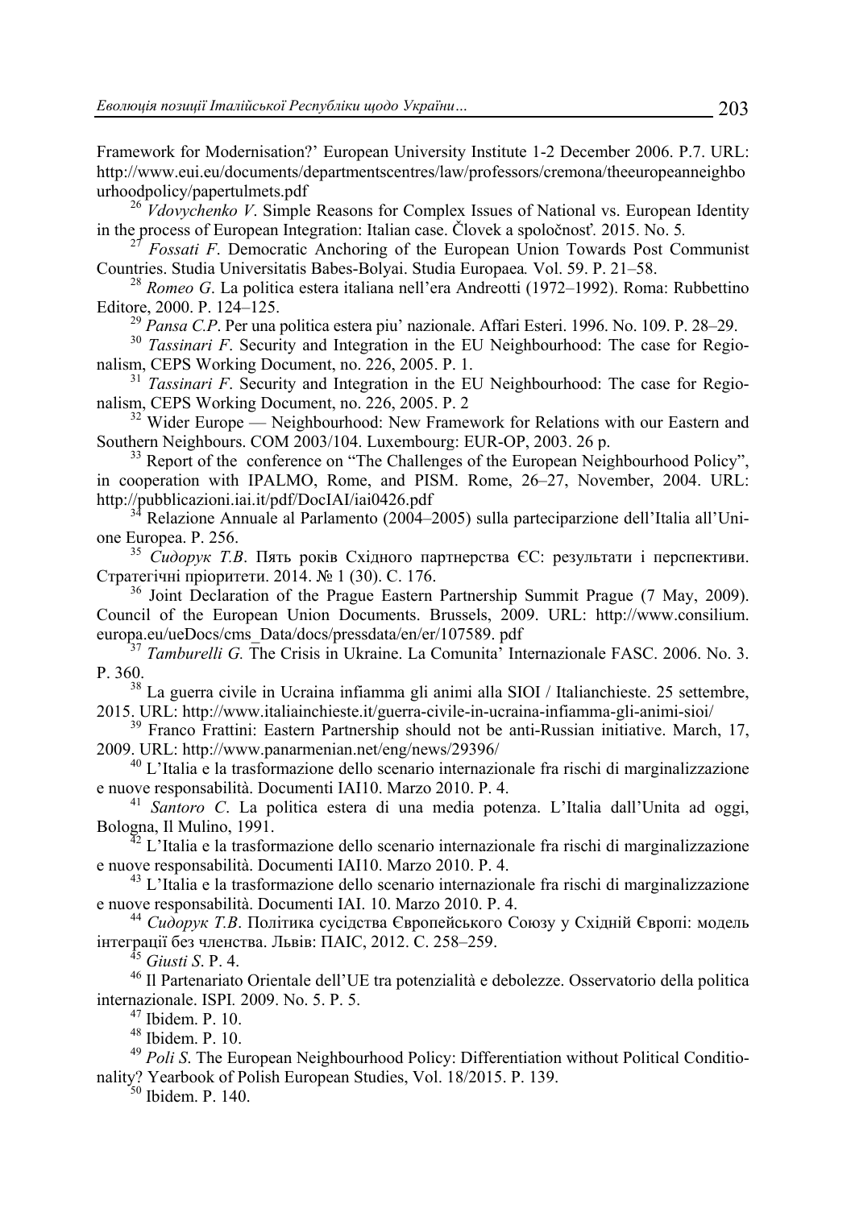Framework for Modernisation?' European University Institute 1-2 December 2006. P.7. URL: http://www.eui.eu/documents/departmentscentres/law/professors/cremona/theeuropeanneighbourhoodpolicy/papertulmets.pdf

[26] *Vdovychenko V*. Simple Reasons for Complex Issues of National vs. European Identity in the process of European Integration: Italian case. Človek a spoločnosť. 2015. No. 5.

[27] *Fossati F*. Democratic Anchoring of the European Union Towards Post Communist Countries. Studia Universitatis Babes-Bolyai. Studia Europaea. Vol. 59. P. 21–58.

[28] *Romeo G*. La politica estera italiana nell'era Andreotti (1972–1992). Roma: Rubbettino Editore, 2000. P. 124–125.

[29] *Pansa C.P*. Per una politica estera piu' nazionale. Affari Esteri. 1996. No. 109. P. 28–29.

[30] *Tassinari F*. Security and Integration in the EU Neighbourhood: The case for Regionalism, CEPS Working Document, no. 226, 2005. P. 1.

[31] *Tassinari F*. Security and Integration in the EU Neighbourhood: The case for Regionalism, CEPS Working Document, no. 226, 2005. P. 2

[32] Wider Europe — Neighbourhood: New Framework for Relations with our Eastern and Southern Neighbours. COM 2003/104. Luxembourg: EUR-OP, 2003. 26 p.

[33] Report of the conference on "The Challenges of the European Neighbourhood Policy", in cooperation with IPALMO, Rome, and PISM. Rome, 26–27, November, 2004. URL: http://pubblicazioni.iai.it/pdf/DocIAI/iai0426.pdf

[34] Relazione Annuale al Parlamento (2004–2005) sulla parteciparzione dell'Italia all'Unione Europea. P. 256.

[35] *Сидорук Т.В*. Пять років Східного партнерства ЄС: результати і перспективи. Стратегічні пріоритети. 2014. № 1 (30). С. 176.

[36] Joint Declaration of the Prague Eastern Partnership Summit Prague (7 May, 2009). Council of the European Union Documents. Brussels, 2009. URL: http://www.consilium.europa.eu/ueDocs/cms_Data/docs/pressdata/en/er/107589. pdf

[37] *Tamburelli G.* The Crisis in Ukraine. La Comunita' Internazionale FASC. 2006. No. 3. P. 360.

[38] La guerra civile in Ucraina infiamma gli animi alla SIOI / Italianchieste. 25 settembre, 2015. URL: http://www.italiainchieste.it/guerra-civile-in-ucraina-infiamma-gli-animi-sioi/

[39] Franco Frattini: Eastern Partnership should not be anti-Russian initiative. March, 17, 2009. URL: http://www.panarmenian.net/eng/news/29396/

[40] L'Italia e la trasformazione dello scenario internazionale fra rischi di marginalizzazione e nuove responsabilità. Documenti IAI10. Marzo 2010. P. 4.

[41] *Santoro C*. La politica estera di una media potenza. L'Italia dall'Unita ad oggi, Bologna, Il Mulino, 1991.

[42] L'Italia e la trasformazione dello scenario internazionale fra rischi di marginalizzazione e nuove responsabilità. Documenti IAI10. Marzo 2010. P. 4.

[43] L'Italia e la trasformazione dello scenario internazionale fra rischi di marginalizzazione e nuove responsabilità. Documenti IAI. 10. Marzo 2010. P. 4.

[44] *Сидорук Т.В*. Політика сусідства Європейського Союзу у Східній Європі: модель інтеграції без членства. Львів: ПАІС, 2012. С. 258–259.

[45] *Giusti S*. P. 4.

[46] Il Partenariato Orientale dell'UE tra potenzialità e debolezze. Osservatorio della politica internazionale. ISPI. 2009. No. 5. P. 5.

[47] Ibidem. P. 10.

[48] Ibidem. P. 10.

[49] *Poli S*. The European Neighbourhood Policy: Differentiation without Political Conditionality? Yearbook of Polish European Studies, Vol. 18/2015. P. 139.

[50] Ibidem. P. 140.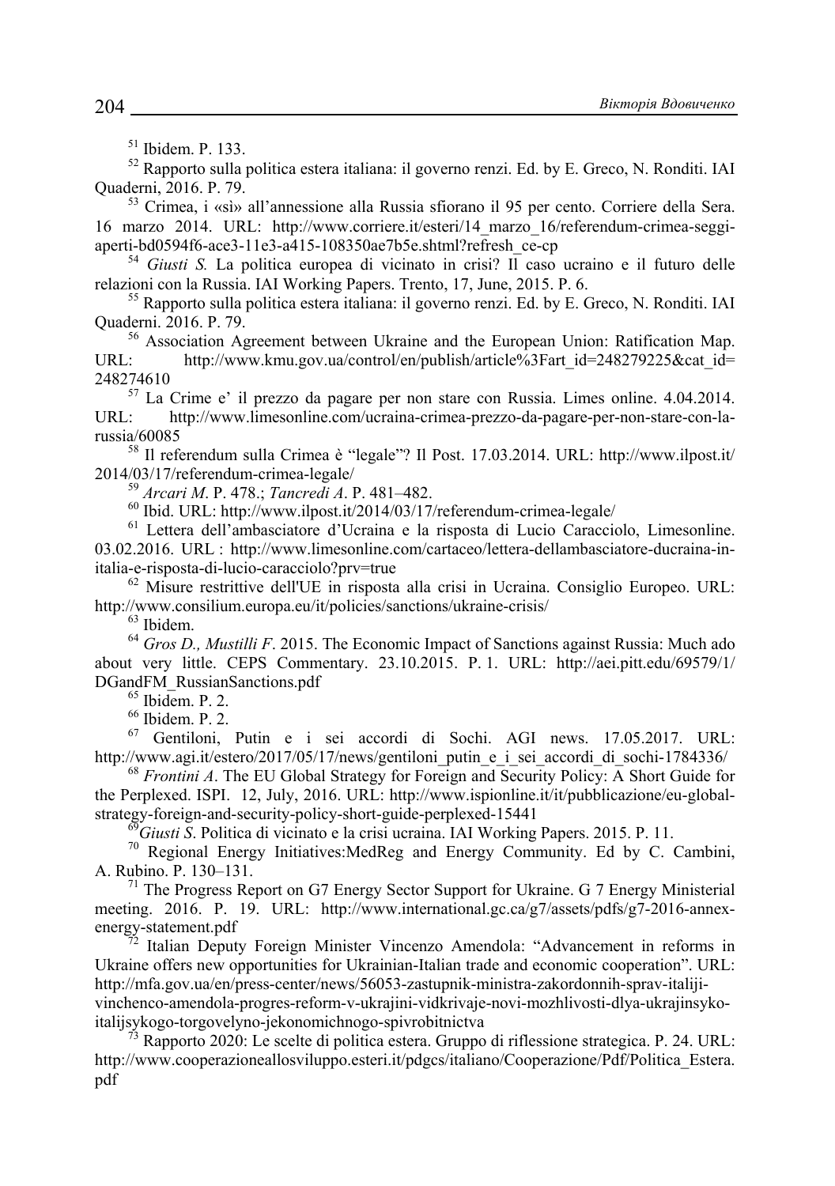[51] Ibidem. P. 133.

[52] Rapporto sulla politica estera italiana: il governo renzi. Ed. by E. Greco, N. Ronditi. IAI Quaderni, 2016. P. 79.

[53] Crimea, i «sì» all'annessione alla Russia sfiorano il 95 per cento. Corriere della Sera. 16 marzo 2014. URL: http://www.corriere.it/esteri/14_marzo_16/referendum-crimea-seggi-aperti-bd0594f6-ace3-11e3-a415-108350ae7b5e.shtml?refresh_ce-cp

[54] *Giusti S.* La politica europea di vicinato in crisi? Il caso ucraino e il futuro delle relazioni con la Russia. IAI Working Papers. Trento, 17, June, 2015. P. 6.

[55] Rapporto sulla politica estera italiana: il governo renzi. Ed. by E. Greco, N. Ronditi. IAI Quaderni. 2016. P. 79.

[56] Association Agreement between Ukraine and the European Union: Ratification Map. URL: http://www.kmu.gov.ua/control/en/publish/article%3Fart_id=248279225&cat_id=248274610

[57] La Crime e' il prezzo da pagare per non stare con Russia. Limes online. 4.04.2014. URL: http://www.limesonline.com/ucraina-crimea-prezzo-da-pagare-per-non-stare-con-la-russia/60085

[58] Il referendum sulla Crimea è "legale"? Il Post. 17.03.2014. URL: http://www.ilpost.it/2014/03/17/referendum-crimea-legale/

[59] *Arcari M*. P. 478.; *Tancredi A*. P. 481–482.

[60] Ibid. URL: http://www.ilpost.it/2014/03/17/referendum-crimea-legale/

[61] Lettera dell'ambasciatore d'Ucraina e la risposta di Lucio Caracciolo, Limesonline. 03.02.2016. URL : http://www.limesonline.com/cartaceo/lettera-dellambasciatore-ducraina-in-italia-e-risposta-di-lucio-caracciolo?prv=true

[62] Misure restrittive dell'UE in risposta alla crisi in Ucraina. Consiglio Europeo. URL: http://www.consilium.europa.eu/it/policies/sanctions/ukraine-crisis/

[63] Ibidem.

[64] *Gros D., Mustilli F*. 2015. The Economic Impact of Sanctions against Russia: Much ado about very little. CEPS Commentary. 23.10.2015. P. 1. URL: http://aei.pitt.edu/69579/1/DGandFM_RussianSanctions.pdf

[65] Ibidem. P. 2.

[66] Ibidem. P. 2.

[67] Gentiloni, Putin e i sei accordi di Sochi. AGI news. 17.05.2017. URL: http://www.agi.it/estero/2017/05/17/news/gentiloni_putin_e_i_sei_accordi_di_sochi-1784336/

[68] *Frontini A*. The EU Global Strategy for Foreign and Security Policy: A Short Guide for the Perplexed. ISPI. 12, July, 2016. URL: http://www.ispionline.it/it/pubblicazione/eu-global-strategy-foreign-and-security-policy-short-guide-perplexed-15441

[69] *Giusti S*. Politica di vicinato e la crisi ucraina. IAI Working Papers. 2015. P. 11.

[70] Regional Energy Initiatives:MedReg and Energy Community. Ed by C. Cambini, A. Rubino. P. 130–131.

[71] The Progress Report on G7 Energy Sector Support for Ukraine. G 7 Energy Ministerial meeting. 2016. P. 19. URL: http://www.international.gc.ca/g7/assets/pdfs/g7-2016-annex-energy-statement.pdf

[72] Italian Deputy Foreign Minister Vincenzo Amendola: "Advancement in reforms in Ukraine offers new opportunities for Ukrainian-Italian trade and economic cooperation". URL: http://mfa.gov.ua/en/press-center/news/56053-zastupnik-ministra-zakordonnih-sprav-italiji-vinchenco-amendola-progres-reform-v-ukrajini-vidkrivaje-novi-mozhlivosti-dlya-ukrajinsyko-italijsykogo-torgovelyno-jekonomichnogo-spivrobitnictva

[73] Rapporto 2020: Le scelte di politica estera. Gruppo di riflessione strategica. P. 24. URL: http://www.cooperazioneallosviluppo.esteri.it/pdgcs/italiano/Cooperazione/Pdf/Politica_Estera.pdf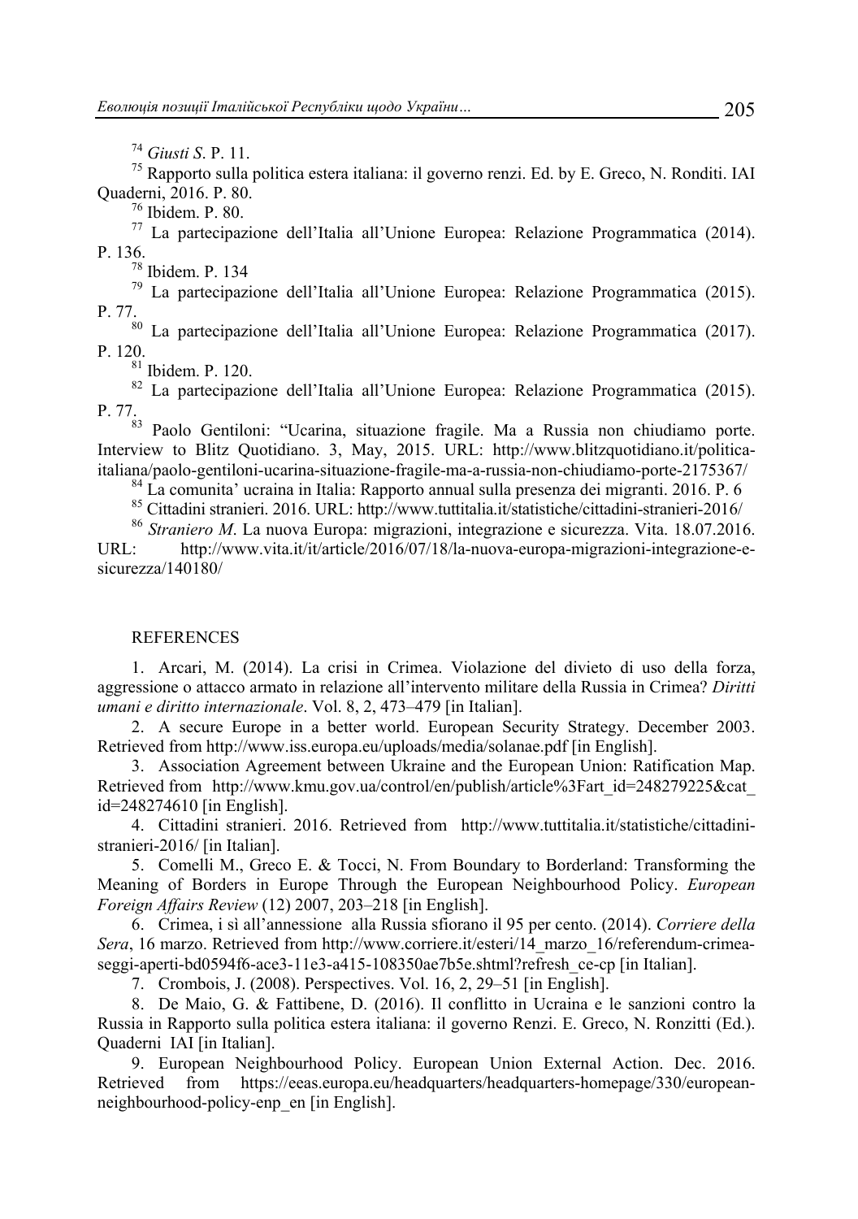[74] *Giusti S*. P. 11.

[75] Rapporto sulla politica estera italiana: il governo renzi. Ed. by E. Greco, N. Ronditi. IAI Quaderni, 2016. P. 80.

[76] Ibidem. P. 80.

[77] La partecipazione dell'Italia all'Unione Europea: Relazione Programmatica (2014). P. 136.

[78] Ibidem. P. 134

[79] La partecipazione dell'Italia all'Unione Europea: Relazione Programmatica (2015). P. 77.

[80] La partecipazione dell'Italia all'Unione Europea: Relazione Programmatica (2017). P. 120.

[81] Ibidem. P. 120.

[82] La partecipazione dell'Italia all'Unione Europea: Relazione Programmatica (2015). P. 77.

[83] Paolo Gentiloni: "Ucarina, situazione fragile. Ma a Russia non chiudiamo porte. Interview to Blitz Quotidiano. 3, May, 2015. URL: http://www.blitzquotidiano.it/politica-italiana/paolo-gentiloni-ucarina-situazione-fragile-ma-a-russia-non-chiudiamo-porte-2175367/

[84] La comunita' ucraina in Italia: Rapporto annual sulla presenza dei migranti. 2016. P. 6

[85] Cittadini stranieri. 2016. URL: http://www.tuttitalia.it/statistiche/cittadini-stranieri-2016/

[86] *Straniero M*. La nuova Europa: migrazioni, integrazione e sicurezza. Vita. 18.07.2016. URL: http://www.vita.it/it/article/2016/07/18/la-nuova-europa-migrazioni-integrazione-e-sicurezza/140180/

## REFERENCES

1. Arcari, M. (2014). La crisi in Crimea. Violazione del divieto di uso della forza, aggressione o attacco armato in relazione all'intervento militare della Russia in Crimea? *Diritti umani e diritto internazionale*. Vol. 8, 2, 473–479 [in Italian].

2. A secure Europe in a better world. European Security Strategy. December 2003. Retrieved from http://www.iss.europa.eu/uploads/media/solanae.pdf [in English].

3. Association Agreement between Ukraine and the European Union: Ratification Map. Retrieved from http://www.kmu.gov.ua/control/en/publish/article%3Fart_id=248279225&cat_id=248274610 [in English].

4. Cittadini stranieri. 2016. Retrieved from http://www.tuttitalia.it/statistiche/cittadini-stranieri-2016/ [in Italian].

5. Comelli M., Greco E. & Tocci, N. From Boundary to Borderland: Transforming the Meaning of Borders in Europe Through the European Neighbourhood Policy. *European Foreign Affairs Review* (12) 2007, 203–218 [in English].

6. Crimea, i sì all'annessione alla Russia sfiorano il 95 per cento. (2014). *Corriere della Sera*, 16 marzo. Retrieved from http://www.corriere.it/esteri/14_marzo_16/referendum-crimea-seggi-aperti-bd0594f6-ace3-11e3-a415-108350ae7b5e.shtml?refresh_ce-cp [in Italian].

7. Crombois, J. (2008). Perspectives. Vol. 16, 2, 29–51 [in English].

8. De Maio, G. & Fattibene, D. (2016). Il conflitto in Ucraina e le sanzioni contro la Russia in Rapporto sulla politica estera italiana: il governo Renzi. E. Greco, N. Ronzitti (Ed.). Quaderni IAI [in Italian].

9. European Neighbourhood Policy. European Union External Action. Dec. 2016. Retrieved from https://eeas.europa.eu/headquarters/headquarters-homepage/330/european-neighbourhood-policy-enp_en [in English].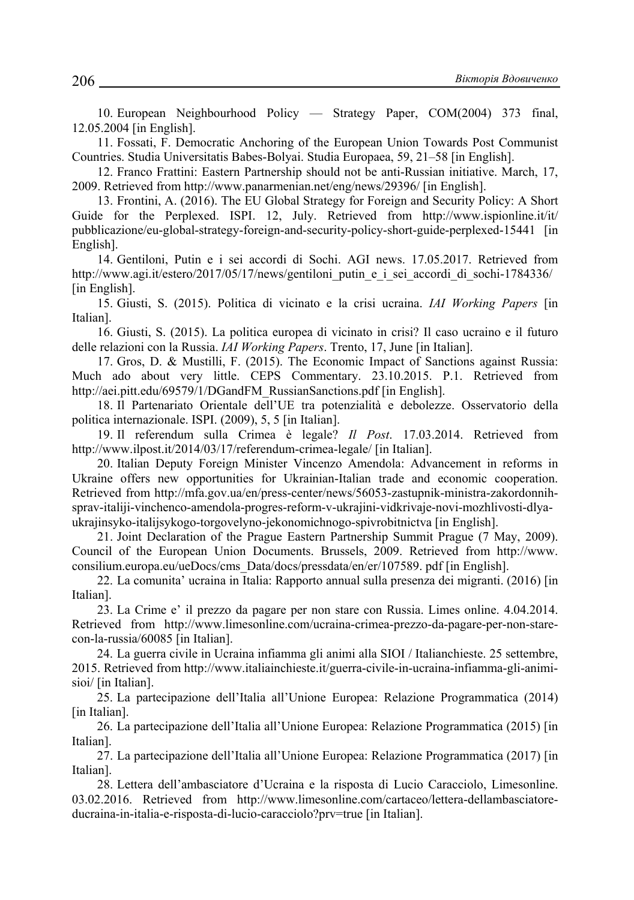10. European Neighbourhood Policy — Strategy Paper, COM(2004) 373 final, 12.05.2004 [in English].

11. Fossati, F. Democratic Anchoring of the European Union Towards Post Communist Countries. Studia Universitatis Babes-Bolyai. Studia Europaea, 59, 21–58 [in English].

12. Franco Frattini: Eastern Partnership should not be anti-Russian initiative. March, 17, 2009. Retrieved from http://www.panarmenian.net/eng/news/29396/ [in English].

13. Frontini, A. (2016). The EU Global Strategy for Foreign and Security Policy: A Short Guide for the Perplexed. ISPI. 12, July. Retrieved from http://www.ispionline.it/it/pubblicazione/eu-global-strategy-foreign-and-security-policy-short-guide-perplexed-15441 [in English].

14. Gentiloni, Putin e i sei accordi di Sochi. AGI news. 17.05.2017. Retrieved from http://www.agi.it/estero/2017/05/17/news/gentiloni_putin_e_i_sei_accordi_di_sochi-1784336/ [in English].

15. Giusti, S. (2015). Politica di vicinato e la crisi ucraina. *IAI Working Papers* [in Italian].

16. Giusti, S. (2015). La politica europea di vicinato in crisi? Il caso ucraino e il futuro delle relazioni con la Russia. *IAI Working Papers*. Trento, 17, June [in Italian].

17. Gros, D. & Mustilli, F. (2015). The Economic Impact of Sanctions against Russia: Much ado about very little. CEPS Commentary. 23.10.2015. P.1. Retrieved from http://aei.pitt.edu/69579/1/DGandFM_RussianSanctions.pdf [in English].

18. Il Partenariato Orientale dell'UE tra potenzialità e debolezze. Osservatorio della politica internazionale. ISPI. (2009), 5, 5 [in Italian].

19. Il referendum sulla Crimea è legale? *Il Post*. 17.03.2014. Retrieved from http://www.ilpost.it/2014/03/17/referendum-crimea-legale/ [in Italian].

20. Italian Deputy Foreign Minister Vincenzo Amendola: Advancement in reforms in Ukraine offers new opportunities for Ukrainian-Italian trade and economic cooperation. Retrieved from http://mfa.gov.ua/en/press-center/news/56053-zastupnik-ministra-zakordonnih-sprav-italiji-vinchenco-amendola-progres-reform-v-ukrajini-vidkrivaje-novi-mozhlivosti-dlya-ukrajinsyko-italijsykogo-torgovelyno-jekonomichnogo-spivrobitnictva [in English].

21. Joint Declaration of the Prague Eastern Partnership Summit Prague (7 May, 2009). Council of the European Union Documents. Brussels, 2009. Retrieved from http://www.consilium.europa.eu/ueDocs/cms_Data/docs/pressdata/en/er/107589. pdf [in English].

22. La comunita' ucraina in Italia: Rapporto annual sulla presenza dei migranti. (2016) [in Italian].

23. La Crime e' il prezzo da pagare per non stare con Russia. Limes online. 4.04.2014. Retrieved from http://www.limesonline.com/ucraina-crimea-prezzo-da-pagare-per-non-stare-con-la-russia/60085 [in Italian].

24. La guerra civile in Ucraina infiamma gli animi alla SIOI / Italianchieste. 25 settembre, 2015. Retrieved from http://www.italiainchieste.it/guerra-civile-in-ucraina-infiamma-gli-animi-sioi/ [in Italian].

25. La partecipazione dell'Italia all'Unione Europea: Relazione Programmatica (2014) [in Italian].

26. La partecipazione dell'Italia all'Unione Europea: Relazione Programmatica (2015) [in Italian].

27. La partecipazione dell'Italia all'Unione Europea: Relazione Programmatica (2017) [in Italian].

28. Lettera dell'ambasciatore d'Ucraina e la risposta di Lucio Caracciolo, Limesonline. 03.02.2016. Retrieved from http://www.limesonline.com/cartaceo/lettera-dellambasciatore-ducraina-in-italia-e-risposta-di-lucio-caracciolo?prv=true [in Italian].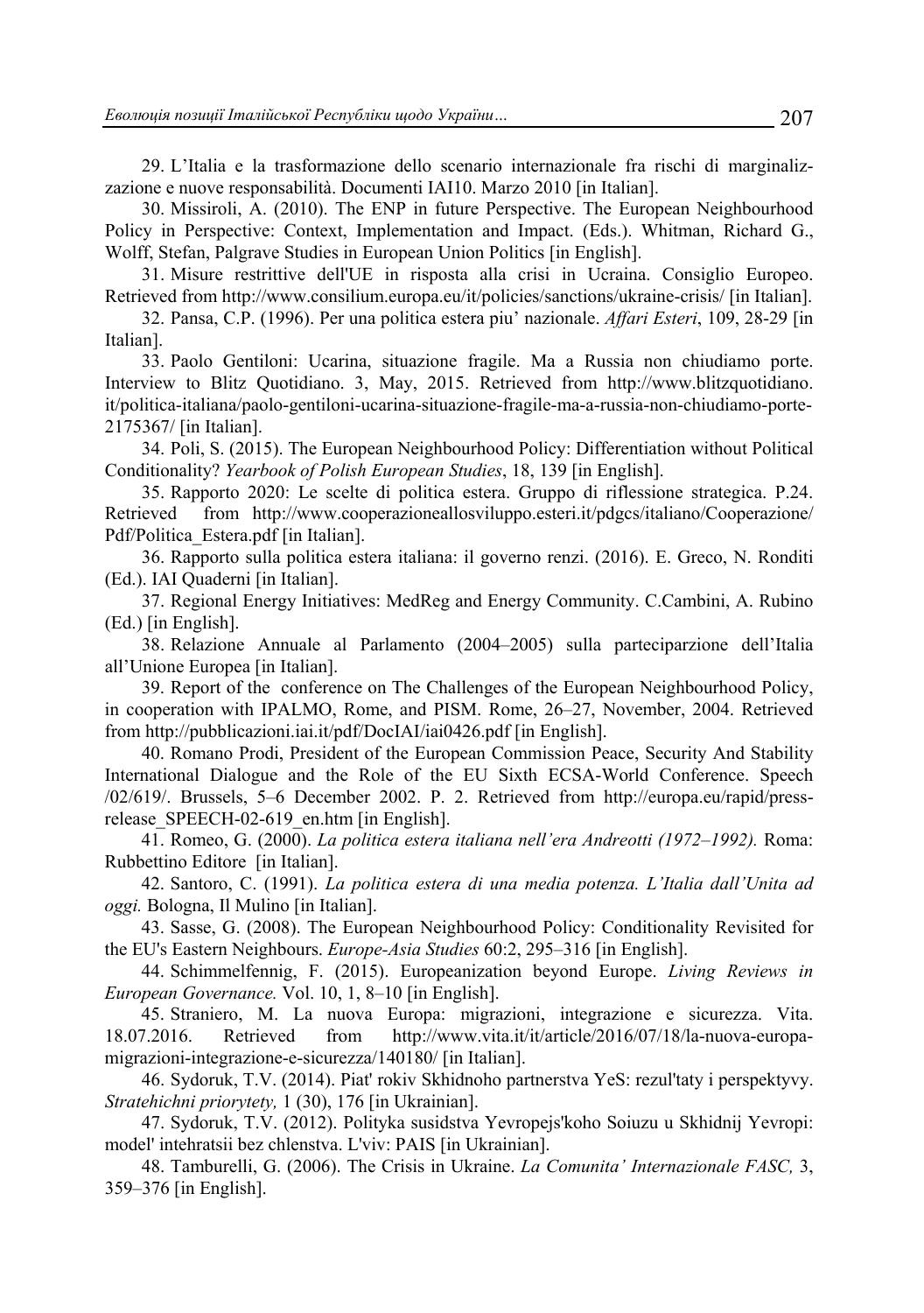29. L'Italia e la trasformazione dello scenario internazionale fra rischi di marginalizzazione e nuove responsabilità. Documenti IAI10. Marzo 2010 [in Italian].

30. Missiroli, A. (2010). The ENP in future Perspective. The European Neighbourhood Policy in Perspective: Context, Implementation and Impact. (Eds.). Whitman, Richard G., Wolff, Stefan, Palgrave Studies in European Union Politics [in English].

31. Misure restrittive dell'UE in risposta alla crisi in Ucraina. Consiglio Europeo. Retrieved from http://www.consilium.europa.eu/it/policies/sanctions/ukraine-crisis/ [in Italian].

32. Pansa, C.P. (1996). Per una politica estera piu' nazionale. *Affari Esteri*, 109, 28-29 [in Italian].

33. Paolo Gentiloni: Ucarina, situazione fragile. Ma a Russia non chiudiamo porte. Interview to Blitz Quotidiano. 3, May, 2015. Retrieved from http://www.blitzquotidiano.it/politica-italiana/paolo-gentiloni-ucarina-situazione-fragile-ma-a-russia-non-chiudiamo-porte-2175367/ [in Italian].

34. Poli, S. (2015). The European Neighbourhood Policy: Differentiation without Political Conditionality? *Yearbook of Polish European Studies*, 18, 139 [in English].

35. Rapporto 2020: Le scelte di politica estera. Gruppo di riflessione strategica. P.24. Retrieved from http://www.cooperazioneallosviluppo.esteri.it/pdgcs/italiano/Cooperazione/Pdf/Politica_Estera.pdf [in Italian].

36. Rapporto sulla politica estera italiana: il governo renzi. (2016). E. Greco, N. Ronditi (Ed.). IAI Quaderni [in Italian].

37. Regional Energy Initiatives: MedReg and Energy Community. C.Cambini, A. Rubino (Ed.) [in English].

38. Relazione Annuale al Parlamento (2004–2005) sulla parteciparzione dell'Italia all'Unione Europea [in Italian].

39. Report of the conference on The Challenges of the European Neighbourhood Policy, in cooperation with IPALMO, Rome, and PISM. Rome, 26–27, November, 2004. Retrieved from http://pubblicazioni.iai.it/pdf/DocIAI/iai0426.pdf [in English].

40. Romano Prodi, President of the European Commission Peace, Security And Stability International Dialogue and the Role of the EU Sixth ECSA-World Conference. Speech /02/619/. Brussels, 5–6 December 2002. P. 2. Retrieved from http://europa.eu/rapid/press-release_SPEECH-02-619_en.htm [in English].

41. Romeo, G. (2000). *La politica estera italiana nell'era Andreotti (1972–1992).* Roma: Rubbettino Editore [in Italian].

42. Santoro, C. (1991). *La politica estera di una media potenza. L'Italia dall'Unita ad oggi.* Bologna, Il Mulino [in Italian].

43. Sasse, G. (2008). The European Neighbourhood Policy: Conditionality Revisited for the EU's Eastern Neighbours. *Europe-Asia Studies* 60:2, 295–316 [in English].

44. Schimmelfennig, F. (2015). Europeanization beyond Europe. *Living Reviews in European Governance.* Vol. 10, 1, 8–10 [in English].

45. Straniero, M. La nuova Europa: migrazioni, integrazione e sicurezza. Vita. 18.07.2016. Retrieved from http://www.vita.it/it/article/2016/07/18/la-nuova-europa-migrazioni-integrazione-e-sicurezza/140180/ [in Italian].

46. Sydoruk, T.V. (2014). Piat' rokiv Skhidnoho partnerstva YeS: rezul'taty i perspektyvy. *Stratehichni priorytety,* 1 (30), 176 [in Ukrainian].

47. Sydoruk, T.V. (2012). Polityka susidstva Yevropejs'koho Soiuzu u Skhidnij Yevropi: model' intehratsii bez chlenstva. L'viv: PAIS [in Ukrainian].

48. Tamburelli, G. (2006). The Crisis in Ukraine. *La Comunita' Internazionale FASC,* 3, 359–376 [in English].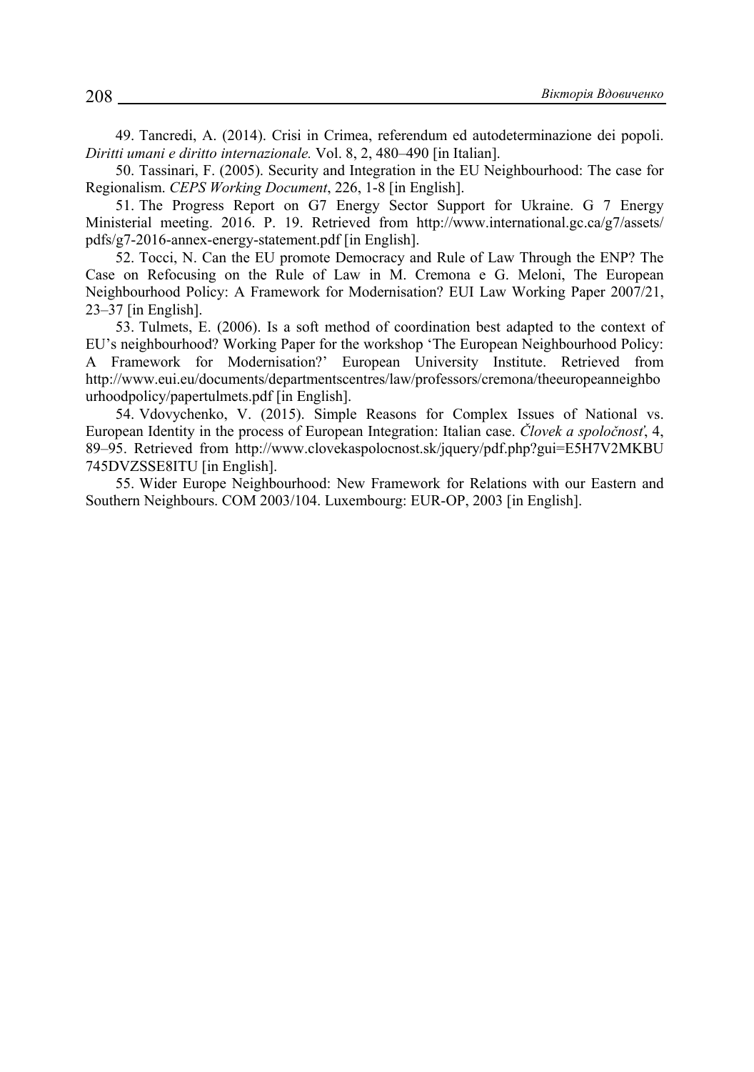49. Tancredi, A. (2014). Crisi in Crimea, referendum ed autodeterminazione dei popoli. *Diritti umani e diritto internazionale.* Vol. 8, 2, 480–490 [in Italian].

50. Tassinari, F. (2005). Security and Integration in the EU Neighbourhood: The case for Regionalism. *CEPS Working Document*, 226, 1-8 [in English].

51. The Progress Report on G7 Energy Sector Support for Ukraine. G 7 Energy Ministerial meeting. 2016. P. 19. Retrieved from http://www.international.gc.ca/g7/assets/pdfs/g7-2016-annex-energy-statement.pdf [in English].

52. Tocci, N. Can the EU promote Democracy and Rule of Law Through the ENP? The Case on Refocusing on the Rule of Law in M. Cremona e G. Meloni, The European Neighbourhood Policy: A Framework for Modernisation? EUI Law Working Paper 2007/21, 23–37 [in English].

53. Tulmets, E. (2006). Is a soft method of coordination best adapted to the context of EU's neighbourhood? Working Paper for the workshop 'The European Neighbourhood Policy: A Framework for Modernisation?' European University Institute. Retrieved from http://www.eui.eu/documents/departmentscentres/law/professors/cremona/theeuropeanneighbourhoodpolicy/papertulmets.pdf [in English].

54. Vdovychenko, V. (2015). Simple Reasons for Complex Issues of National vs. European Identity in the process of European Integration: Italian case. *Človek a spoločnosť*, 4, 89–95. Retrieved from http://www.clovekaspolocnost.sk/jquery/pdf.php?gui=E5H7V2MKBU745DVZSSE8ITU [in English].

55. Wider Europe Neighbourhood: New Framework for Relations with our Eastern and Southern Neighbours. COM 2003/104. Luxembourg: EUR-OP, 2003 [in English].